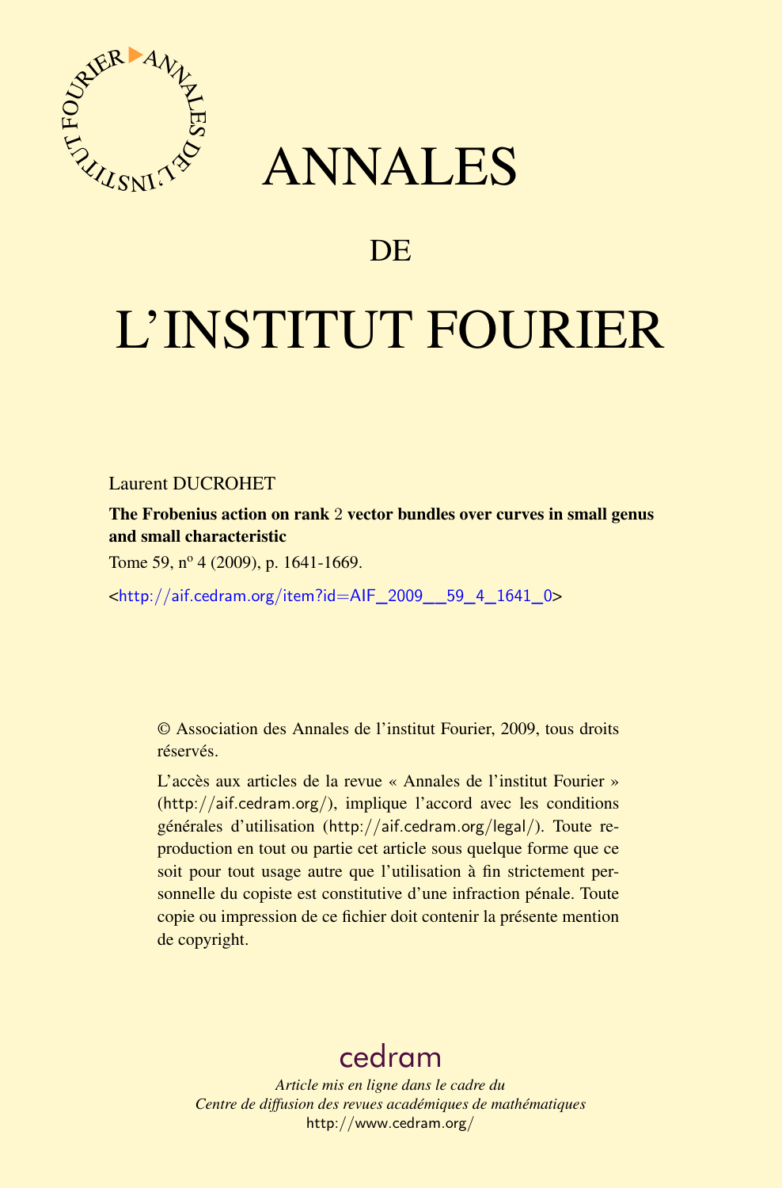# ANNALES

# DE

# L'INSTITUT FOURIER

Laurent DUCROHET

**The Frobenius action on rank $2$ vector bundles over curves in small genus and small characteristic**

Tome 59, nº 4 (2009), p. 1641-1669.

<http://aif.cedram.org/item?id=AIF_2009__59_4_1641_0>

© Association des Annales de l'institut Fourier, 2009, tous droits réservés.

L'accès aux articles de la revue « Annales de l'institut Fourier » (http://aif.cedram.org/), implique l'accord avec les conditions générales d'utilisation (http://aif.cedram.org/legal/). Toute reproduction en tout ou partie cet article sous quelque forme que ce soit pour tout usage autre que l'utilisation à fin strictement personnelle du copiste est constitutive d'une infraction pénale. Toute copie ou impression de ce fichier doit contenir la présente mention de copyright.

cedram

*Article mis en ligne dans le cadre du*
*Centre de diffusion des revues académiques de mathématiques*
http://www.cedram.org/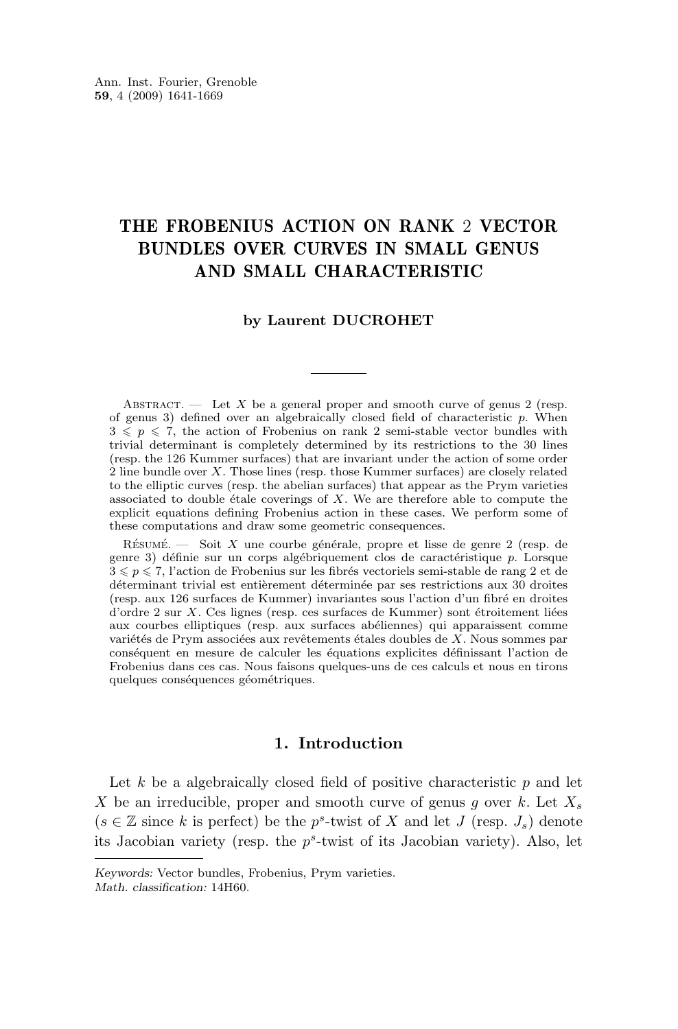# THE FROBENIUS ACTION ON RANK 2 VECTOR BUNDLES OVER CURVES IN SMALL GENUS AND SMALL CHARACTERISTIC

**by Laurent DUCROHET**

Abstract. — Let $X$ be a general proper and smooth curve of genus 2 (resp. of genus 3) defined over an algebraically closed field of characteristic $p$. When $3 \leqslant p \leqslant 7$, the action of Frobenius on rank 2 semi-stable vector bundles with trivial determinant is completely determined by its restrictions to the 30 lines (resp. the 126 Kummer surfaces) that are invariant under the action of some order 2 line bundle over $X$. Those lines (resp. those Kummer surfaces) are closely related to the elliptic curves (resp. the abelian surfaces) that appear as the Prym varieties associated to double étale coverings of $X$. We are therefore able to compute the explicit equations defining Frobenius action in these cases. We perform some of these computations and draw some geometric consequences.

Résumé. — Soit $X$ une courbe générale, propre et lisse de genre 2 (resp. de genre 3) définie sur un corps algébriquement clos de caractéristique $p$. Lorsque $3 \leqslant p \leqslant 7$, l'action de Frobenius sur les fibrés vectoriels semi-stable de rang 2 et de déterminant trivial est entièrement déterminée par ses restrictions aux 30 droites (resp. aux 126 surfaces de Kummer) invariantes sous l'action d'un fibré en droites d'ordre 2 sur $X$. Ces lignes (resp. ces surfaces de Kummer) sont étroitement liées aux courbes elliptiques (resp. aux surfaces abéliennes) qui apparaissent comme variétés de Prym associées aux revêtements étales doubles de $X$. Nous sommes par conséquent en mesure de calculer les équations explicites définissant l'action de Frobenius dans ces cas. Nous faisons quelques-uns de ces calculs et nous en tirons quelques conséquences géométriques.

## 1. Introduction

Let $k$ be a algebraically closed field of positive characteristic $p$ and let $X$ be an irreducible, proper and smooth curve of genus $g$ over $k$. Let $X_s$ ($s \in \mathbb{Z}$ since $k$ is perfect) be the $p^s$-twist of $X$ and let $J$ (resp. $J_s$) denote its Jacobian variety (resp. the $p^s$-twist of its Jacobian variety). Also, let

*Keywords:* Vector bundles, Frobenius, Prym varieties.
*Math. classification:* 14H60.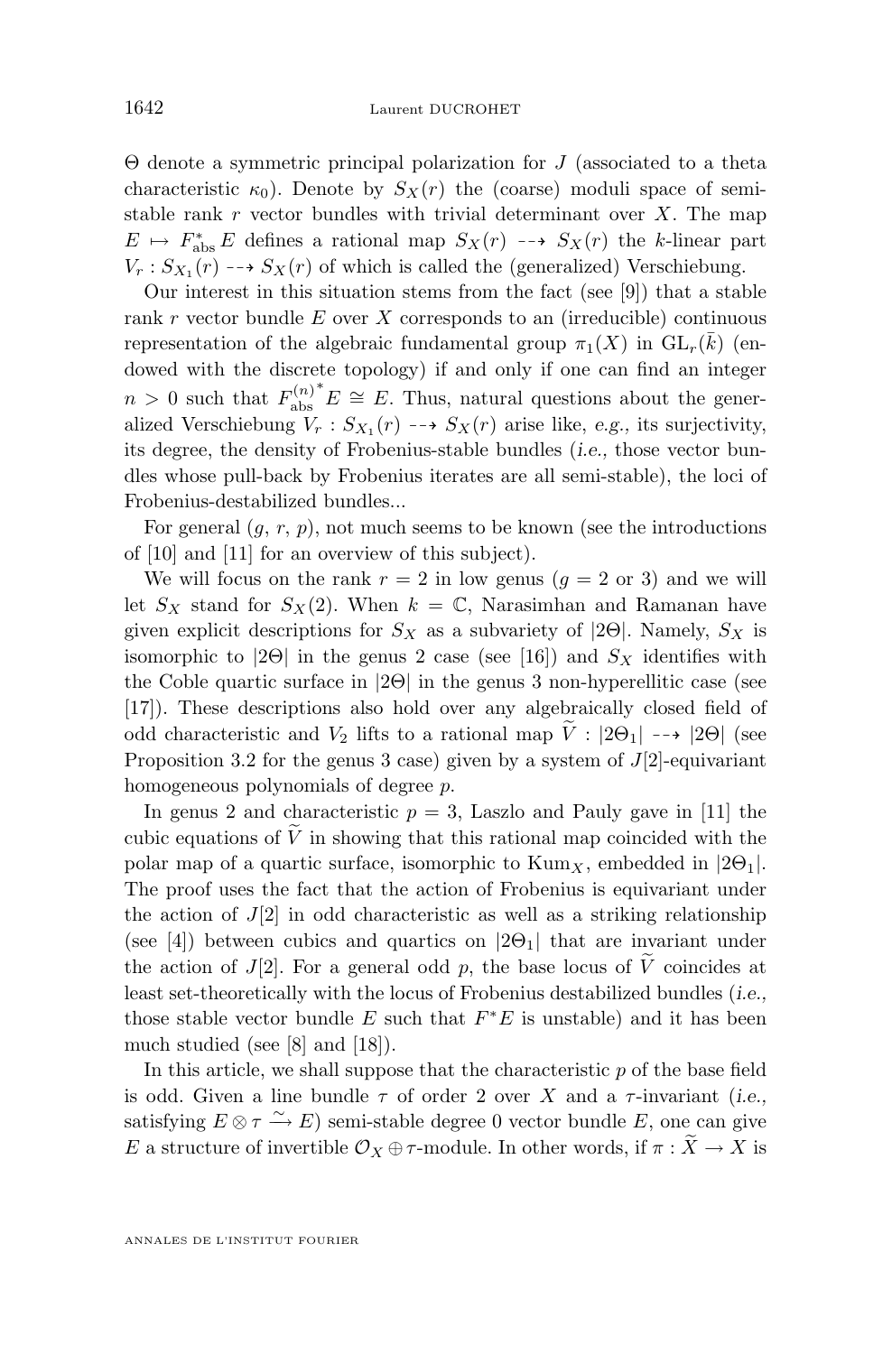$\Theta$ denote a symmetric principal polarization for $J$ (associated to a theta characteristic $\kappa_0$). Denote by $S_X(r)$ the (coarse) moduli space of semi-stable rank $r$ vector bundles with trivial determinant over $X$. The map $E \mapsto F_{\mathrm{abs}}^* E$ defines a rational map $S_X(r) \dashrightarrow S_X(r)$ the $k$-linear part $V_r : S_{X_1}(r) \dashrightarrow S_X(r)$ of which is called the (generalized) Verschiebung.

Our interest in this situation stems from the fact (see [9]) that a stable rank $r$ vector bundle $E$ over $X$ corresponds to an (irreducible) continuous representation of the algebraic fundamental group $\pi_1(X)$ in $\mathrm{GL}_r(\bar{k})$ (endowed with the discrete topology) if and only if one can find an integer $n > 0$ such that ${F_{\mathrm{abs}}^{(n)}}^* E \cong E$. Thus, natural questions about the generalized Verschiebung $V_r : S_{X_1}(r) \dashrightarrow S_X(r)$ arise like, *e.g.*, its surjectivity, its degree, the density of Frobenius-stable bundles (*i.e.*, those vector bundles whose pull-back by Frobenius iterates are all semi-stable), the loci of Frobenius-destabilized bundles...

For general $(g, r, p)$, not much seems to be known (see the introductions of [10] and [11] for an overview of this subject).

We will focus on the rank $r = 2$ in low genus ($g = 2$ or 3) and we will let $S_X$ stand for $S_X(2)$. When $k = \mathbb{C}$, Narasimhan and Ramanan have given explicit descriptions for $S_X$ as a subvariety of $|2\Theta|$. Namely, $S_X$ is isomorphic to $|2\Theta|$ in the genus 2 case (see [16]) and $S_X$ identifies with the Coble quartic surface in $|2\Theta|$ in the genus 3 non-hyperellitic case (see [17]). These descriptions also hold over any algebraically closed field of odd characteristic and $V_2$ lifts to a rational map $\widetilde{V} : |2\Theta_1| \dashrightarrow |2\Theta|$ (see Proposition 3.2 for the genus 3 case) given by a system of $J[2]$-equivariant homogeneous polynomials of degree $p$.

In genus 2 and characteristic $p = 3$, Laszlo and Pauly gave in [11] the cubic equations of $\widetilde{V}$ in showing that this rational map coincided with the polar map of a quartic surface, isomorphic to $\mathrm{Kum}_X$, embedded in $|2\Theta_1|$. The proof uses the fact that the action of Frobenius is equivariant under the action of $J[2]$ in odd characteristic as well as a striking relationship (see [4]) between cubics and quartics on $|2\Theta_1|$ that are invariant under the action of $J[2]$. For a general odd $p$, the base locus of $\widetilde{V}$ coincides at least set-theoretically with the locus of Frobenius destabilized bundles (*i.e.*, those stable vector bundle $E$ such that $F^*E$ is unstable) and it has been much studied (see [8] and [18]).

In this article, we shall suppose that the characteristic $p$ of the base field is odd. Given a line bundle $\tau$ of order 2 over $X$ and a $\tau$-invariant (*i.e.*, satisfying $E \otimes \tau \xrightarrow{\sim} E$) semi-stable degree 0 vector bundle $E$, one can give $E$ a structure of invertible $\mathcal{O}_X \oplus \tau$-module. In other words, if $\pi : \widetilde{X} \to X$ is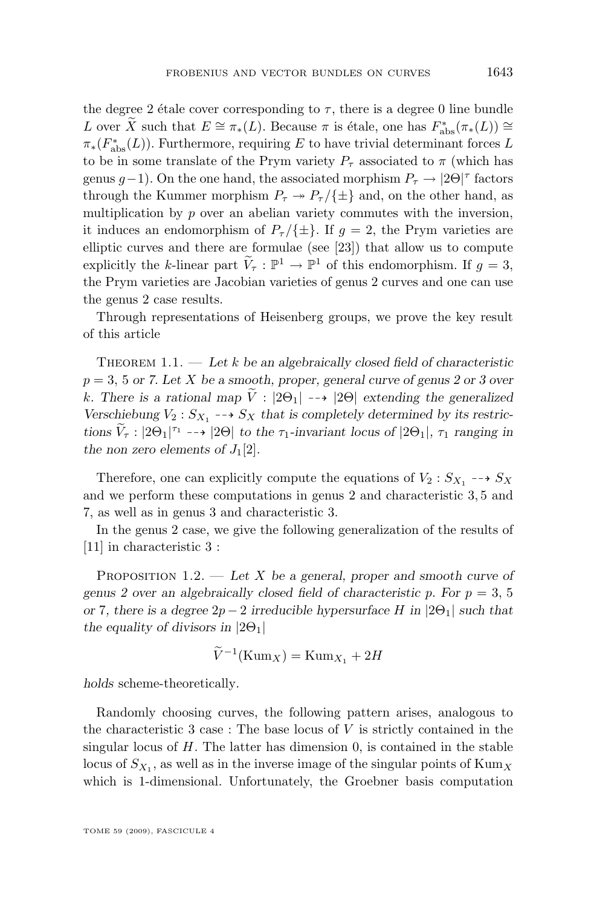the degree 2 étale cover corresponding to $\tau$, there is a degree 0 line bundle $L$ over $\widetilde{X}$ such that $E \cong \pi_*(L)$. Because $\pi$ is étale, one has $F^*_{\mathrm{abs}}(\pi_*(L)) \cong \pi_*(F^*_{\mathrm{abs}}(L))$. Furthermore, requiring $E$ to have trivial determinant forces $L$ to be in some translate of the Prym variety $P_\tau$ associated to $\pi$ (which has genus $g-1$). On the one hand, the associated morphism $P_\tau \to |2\Theta|^\tau$ factors through the Kummer morphism $P_\tau \twoheadrightarrow P_\tau/\{\pm\}$ and, on the other hand, as multiplication by $p$ over an abelian variety commutes with the inversion, it induces an endomorphism of $P_\tau/\{\pm\}$. If $g = 2$, the Prym varieties are elliptic curves and there are formulae (see [23]) that allow us to compute explicitly the $k$-linear part $\widetilde{V}_\tau : \mathbb{P}^1 \to \mathbb{P}^1$ of this endomorphism. If $g = 3$, the Prym varieties are Jacobian varieties of genus 2 curves and one can use the genus 2 case results.

Through representations of Heisenberg groups, we prove the key result of this article

Theorem 1.1. — *Let $k$ be an algebraically closed field of characteristic $p = 3$, 5 or 7. Let $X$ be a smooth, proper, general curve of genus 2 or 3 over $k$. There is a rational map $\widetilde{V} : |2\Theta_1| \dashrightarrow |2\Theta|$ extending the generalized Verschiebung $V_2 : S_{X_1} \dashrightarrow S_X$ that is completely determined by its restrictions $\widetilde{V}_\tau : |2\Theta_1|^{\tau_1} \dashrightarrow |2\Theta|$ to the $\tau_1$-invariant locus of $|2\Theta_1|$, $\tau_1$ ranging in the non zero elements of $J_1[2]$.*

Therefore, one can explicitly compute the equations of $V_2 : S_{X_1} \dashrightarrow S_X$ and we perform these computations in genus 2 and characteristic 3, 5 and 7, as well as in genus 3 and characteristic 3.

In the genus 2 case, we give the following generalization of the results of [11] in characteristic 3 :

Proposition 1.2. — *Let $X$ be a general, proper and smooth curve of genus 2 over an algebraically closed field of characteristic $p$. For $p = 3$, 5 or 7, there is a degree $2p-2$ irreducible hypersurface $H$ in $|2\Theta_1|$ such that the equality of divisors in $|2\Theta_1|$*

$$\widetilde{V}^{-1}(\mathrm{Kum}_X) = \mathrm{Kum}_{X_1} + 2H$$

*holds* scheme-theoretically.

Randomly choosing curves, the following pattern arises, analogous to the characteristic 3 case : The base locus of $V$ is strictly contained in the singular locus of $H$. The latter has dimension 0, is contained in the stable locus of $S_{X_1}$, as well as in the inverse image of the singular points of $\mathrm{Kum}_X$ which is 1-dimensional. Unfortunately, the Groebner basis computation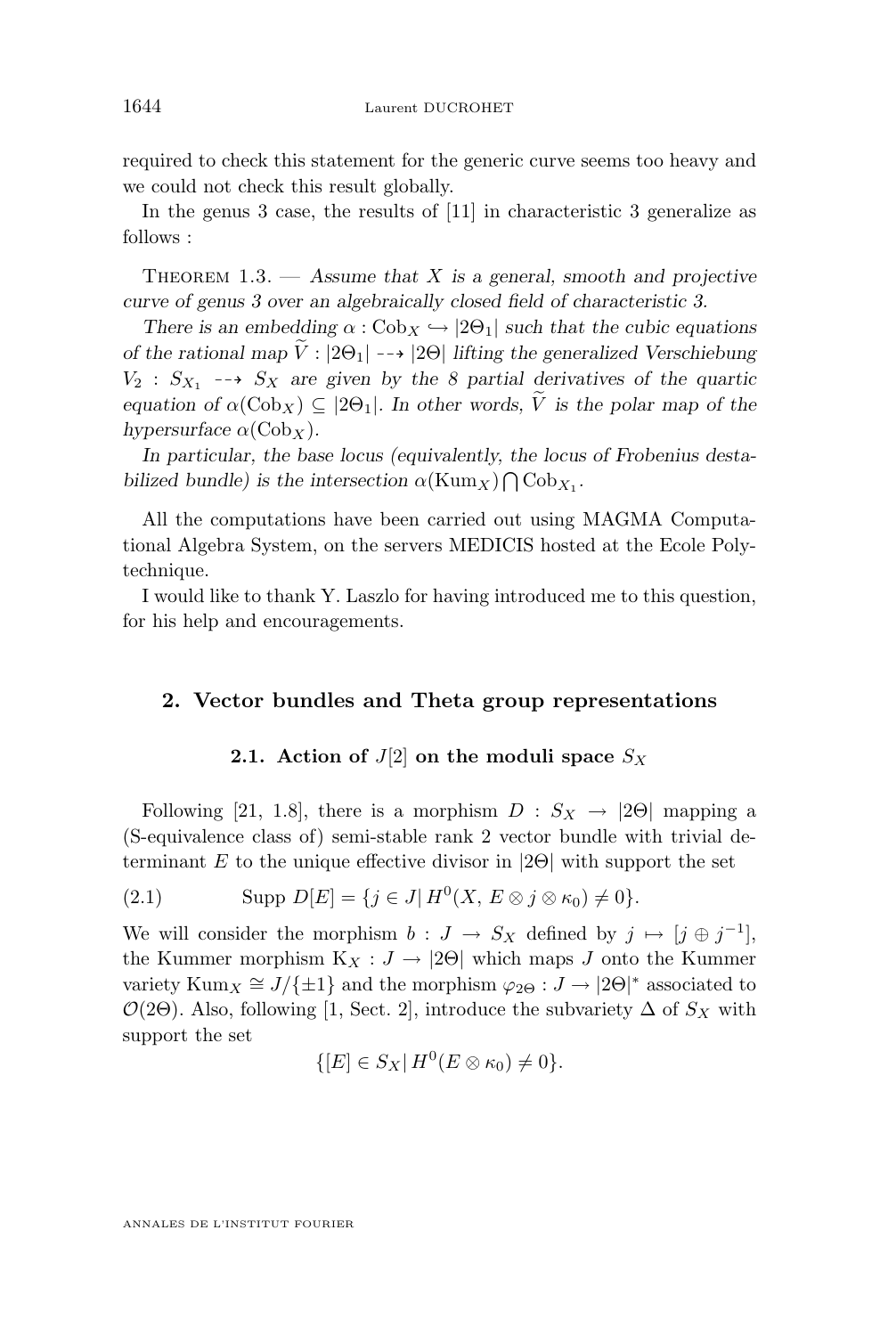required to check this statement for the generic curve seems too heavy and we could not check this result globally.

In the genus 3 case, the results of [11] in characteristic 3 generalize as follows :

Theorem 1.3. — *Assume that $X$ is a general, smooth and projective curve of genus 3 over an algebraically closed field of characteristic 3.*

*There is an embedding $\alpha : \mathrm{Cob}_X \hookrightarrow |2\Theta_1|$ such that the cubic equations of the rational map $\widetilde{V} : |2\Theta_1| \dashrightarrow |2\Theta|$ lifting the generalized Verschiebung $V_2 : S_{X_1} \dashrightarrow S_X$ are given by the 8 partial derivatives of the quartic equation of $\alpha(\mathrm{Cob}_X) \subseteq |2\Theta_1|$. In other words, $\widetilde{V}$ is the polar map of the hypersurface $\alpha(\mathrm{Cob}_X)$.*

*In particular, the base locus (equivalently, the locus of Frobenius destabilized bundle) is the intersection $\alpha(\mathrm{Kum}_X) \bigcap \mathrm{Cob}_{X_1}$.*

All the computations have been carried out using MAGMA Computational Algebra System, on the servers MEDICIS hosted at the Ecole Polytechnique.

I would like to thank Y. Laszlo for having introduced me to this question, for his help and encouragements.

## 2. Vector bundles and Theta group representations

### 2.1. Action of $J[2]$ on the moduli space $S_X$

Following [21, 1.8], there is a morphism $D : S_X \to |2\Theta|$ mapping a (S-equivalence class of) semi-stable rank 2 vector bundle with trivial determinant $E$ to the unique effective divisor in $|2\Theta|$ with support the set

$$\text{Supp } D[E] = \{j \in J |\, H^0(X, E \otimes j \otimes \kappa_0) \neq 0\}. \tag{2.1}$$

We will consider the morphism $b : J \to S_X$ defined by $j \mapsto [j \oplus j^{-1}]$, the Kummer morphism $\mathrm{K}_X : J \to |2\Theta|$ which maps $J$ onto the Kummer variety $\mathrm{Kum}_X \cong J/\{\pm 1\}$ and the morphism $\varphi_{2\Theta} : J \to |2\Theta|^*$ associated to $\mathcal{O}(2\Theta)$. Also, following [1, Sect. 2], introduce the subvariety $\Delta$ of $S_X$ with support the set

$$\{[E] \in S_X |\, H^0(E \otimes \kappa_0) \neq 0\}.$$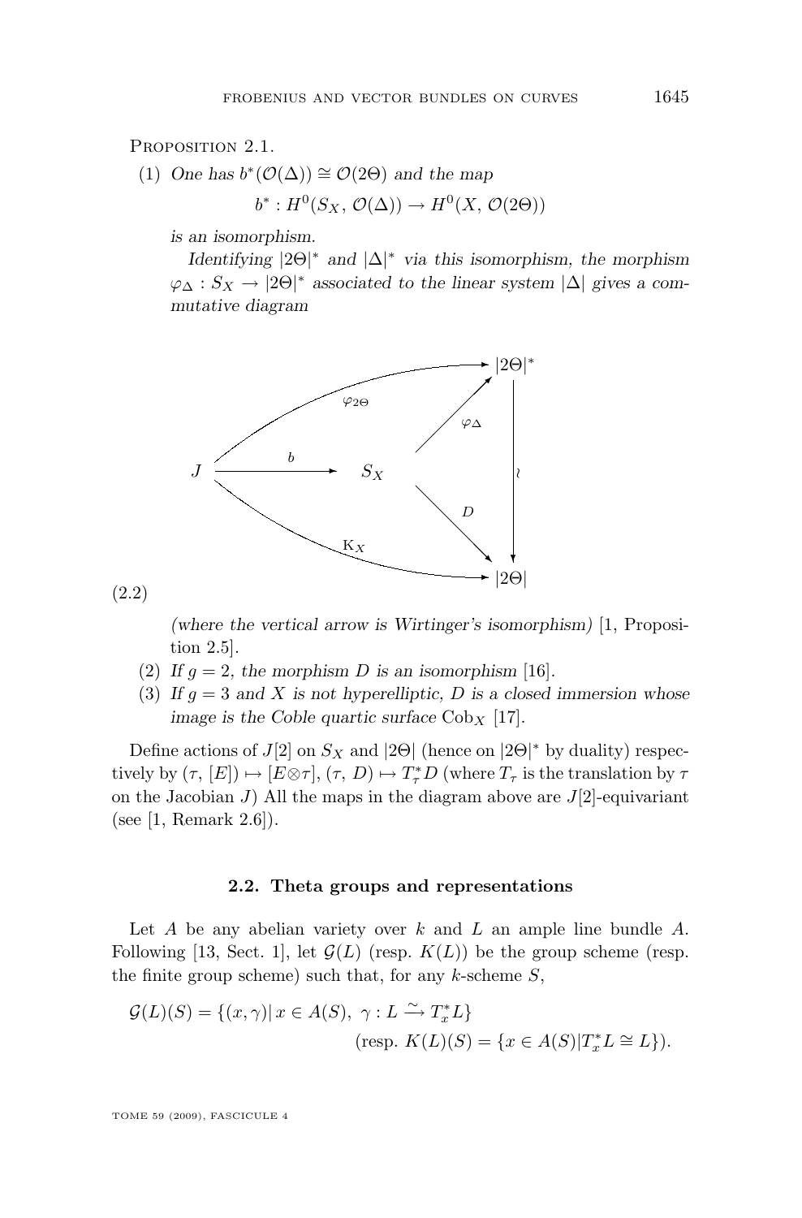Proposition 2.1.

1. *One has $b^*(\mathcal{O}(\Delta)) \cong \mathcal{O}(2\Theta)$ and the map*

$$b^* : H^0(S_X, \mathcal{O}(\Delta)) \to H^0(X, \mathcal{O}(2\Theta))$$

   *is an isomorphism.*

   *Identifying $|2\Theta|^*$ and $|\Delta|^*$ via this isomorphism, the morphism $\varphi_\Delta : S_X \to |2\Theta|^*$ associated to the linear system $|\Delta|$ gives a commutative diagram*

$$\begin{array}{ccccc} & & \xrightarrow{\quad\varphi_{2\Theta}\quad} & & |2\Theta|^* \\ & & & \nearrow{\scriptstyle\varphi_\Delta} & \\ J & \xrightarrow{\ b\ } & S_X & & \downarrow\wr \\ & & & \searrow{\scriptstyle D} & \\ & & \xrightarrow{\quad \mathrm{K}_X \quad} & & |2\Theta| \end{array} \tag{2.2}$$

   *(where the vertical arrow is Wirtinger's isomorphism)* [1, Proposition 2.5].

2. *If $g = 2$, the morphism $D$ is an isomorphism* [16].
3. *If $g = 3$ and $X$ is not hyperelliptic, $D$ is a closed immersion whose image is the Coble quartic surface $\mathrm{Cob}_X$* [17].

Define actions of $J[2]$ on $S_X$ and $|2\Theta|$ (hence on $|2\Theta|^*$ by duality) respectively by $(\tau, [E]) \mapsto [E \otimes \tau]$, $(\tau, D) \mapsto T_\tau^* D$ (where $T_\tau$ is the translation by $\tau$ on the Jacobian $J$) All the maps in the diagram above are $J[2]$-equivariant (see [1, Remark 2.6]).

### 2.2. Theta groups and representations

Let $A$ be any abelian variety over $k$ and $L$ an ample line bundle $A$. Following [13, Sect. 1], let $\mathcal{G}(L)$ (resp. $K(L)$) be the group scheme (resp. the finite group scheme) such that, for any $k$-scheme $S$,

$$\mathcal{G}(L)(S) = \{(x, \gamma) | \, x \in A(S), \ \gamma : L \xrightarrow{\sim} T_x^* L\}$$
$$(\text{resp. } K(L)(S) = \{x \in A(S) | T_x^* L \cong L\}).$$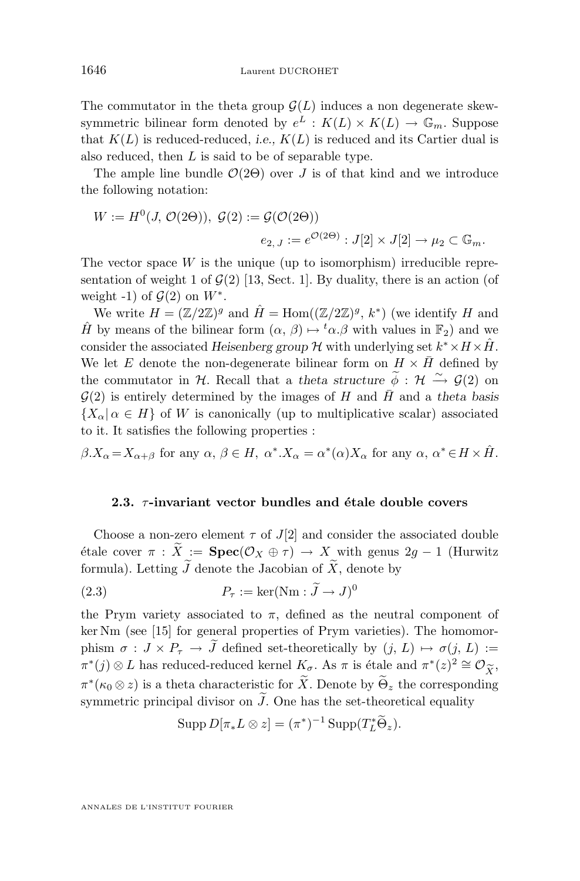The commutator in the theta group $\mathcal{G}(L)$ induces a non degenerate skew-symmetric bilinear form denoted by $e^L : K(L) \times K(L) \to \mathbb{G}_m$. Suppose that $K(L)$ is reduced-reduced, *i.e.*, $K(L)$ is reduced and its Cartier dual is also reduced, then $L$ is said to be of separable type.

The ample line bundle $\mathcal{O}(2\Theta)$ over $J$ is of that kind and we introduce the following notation:

$$W := H^0(J, \mathcal{O}(2\Theta)),\ \mathcal{G}(2) := \mathcal{G}(\mathcal{O}(2\Theta))$$
$$e_{2,\,J} := e^{\mathcal{O}(2\Theta)} : J[2] \times J[2] \to \mu_2 \subset \mathbb{G}_m.$$

The vector space $W$ is the unique (up to isomorphism) irreducible representation of weight 1 of $\mathcal{G}(2)$ [13, Sect. 1]. By duality, there is an action (of weight -1) of $\mathcal{G}(2)$ on $W^*$.

We write $H = (\mathbb{Z}/2\mathbb{Z})^g$ and $\hat{H} = \mathrm{Hom}((\mathbb{Z}/2\mathbb{Z})^g, k^*)$ (we identify $H$ and $\hat{H}$ by means of the bilinear form $(\alpha, \beta) \mapsto {}^t\alpha.\beta$ with values in $\mathbb{F}_2$) and we consider the associated *Heisenberg group* $\mathcal{H}$ with underlying set $k^* \times H \times \hat{H}$. We let $E$ denote the non-degenerate bilinear form on $H \times \bar{H}$ defined by the commutator in $\mathcal{H}$. Recall that a *theta structure* $\widetilde{\phi} : \mathcal{H} \xrightarrow{\sim} \mathcal{G}(2)$ on $\mathcal{G}(2)$ is entirely determined by the images of $H$ and $\bar{H}$ and a *theta basis* $\{X_\alpha |\, \alpha \in H\}$ of $W$ is canonically (up to multiplicative scalar) associated to it. It satisfies the following properties :

$\beta.X_\alpha = X_{\alpha+\beta}$ for any $\alpha,\, \beta \in H$, $\alpha^*.X_\alpha = \alpha^*(\alpha)X_\alpha$ for any $\alpha,\, \alpha^* \in H \times \hat{H}$.

### 2.3. $\tau$-invariant vector bundles and étale double covers

Choose a non-zero element $\tau$ of $J[2]$ and consider the associated double étale cover $\pi : \widetilde{X} := \mathbf{Spec}(\mathcal{O}_X \oplus \tau) \to X$ with genus $2g-1$ (Hurwitz formula). Letting $\widetilde{J}$ denote the Jacobian of $\widetilde{X}$, denote by

$$P_\tau := \ker(\mathrm{Nm} : \widetilde{J} \to J)^0 \tag{2.3}$$

the Prym variety associated to $\pi$, defined as the neutral component of $\ker \mathrm{Nm}$ (see [15] for general properties of Prym varieties). The homomorphism $\sigma : J \times P_\tau \to \widetilde{J}$ defined set-theoretically by $(j, L) \mapsto \sigma(j, L) := \pi^*(j) \otimes L$ has reduced-reduced kernel $K_\sigma$. As $\pi$ is étale and $\pi^*(z)^2 \cong \mathcal{O}_{\widetilde{X}}$, $\pi^*(\kappa_0 \otimes z)$ is a theta characteristic for $\widetilde{X}$. Denote by $\widetilde{\Theta}_z$ the corresponding symmetric principal divisor on $\widetilde{J}$. One has the set-theoretical equality

$$\mathrm{Supp}\, D[\pi_* L \otimes z] = (\pi^*)^{-1}\, \mathrm{Supp}(T_L^* \widetilde{\Theta}_z).$$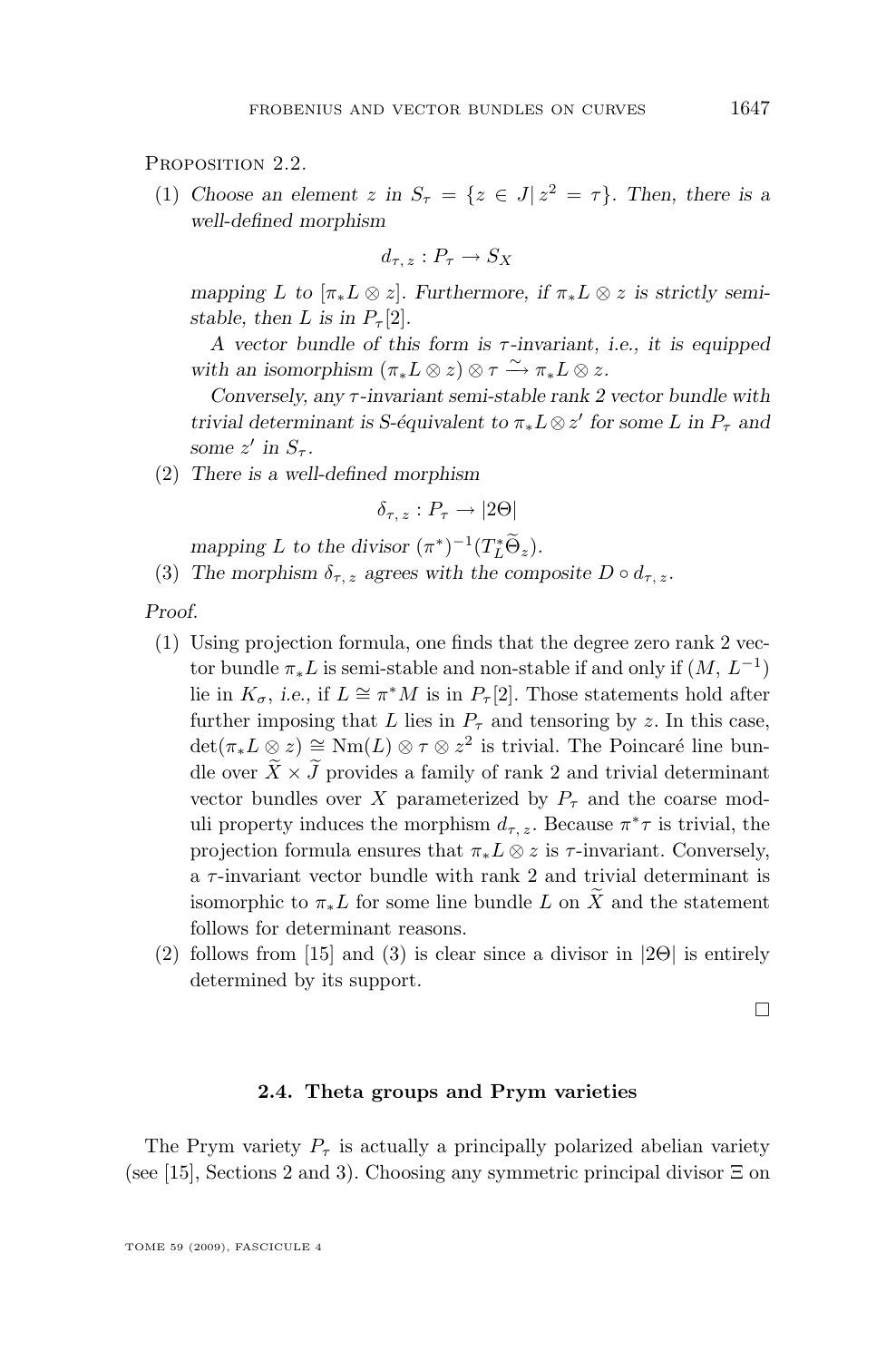Proposition 2.2.

1. *Choose an element $z$ in $S_\tau = \{z \in J | z^2 = \tau\}$. Then, there is a well-defined morphism*

$$d_{\tau, z} : P_\tau \to S_X$$

   *mapping $L$ to $[\pi_* L \otimes z]$. Furthermore, if $\pi_* L \otimes z$ is strictly semi-stable, then $L$ is in $P_\tau[2]$.*

   *A vector bundle of this form is $\tau$-invariant, i.e., it is equipped with an isomorphism $(\pi_* L \otimes z) \otimes \tau \xrightarrow{\sim} \pi_* L \otimes z$.*

   *Conversely, any $\tau$-invariant semi-stable rank 2 vector bundle with trivial determinant is S-équivalent to $\pi_* L \otimes z'$ for some $L$ in $P_\tau$ and some $z'$ in $S_\tau$.*

2. *There is a well-defined morphism*

$$\delta_{\tau, z} : P_\tau \to |2\Theta|$$

   *mapping $L$ to the divisor $(\pi^*)^{-1}(T_L^* \widetilde{\Theta}_z)$.*

3. *The morphism $\delta_{\tau, z}$ agrees with the composite $D \circ d_{\tau, z}$.*

*Proof.*

1. Using projection formula, one finds that the degree zero rank 2 vector bundle $\pi_* L$ is semi-stable and non-stable if and only if $(M, L^{-1})$ lie in $K_\sigma$, *i.e.*, if $L \cong \pi^* M$ is in $P_\tau[2]$. Those statements hold after further imposing that $L$ lies in $P_\tau$ and tensoring by $z$. In this case, $\det(\pi_* L \otimes z) \cong \mathrm{Nm}(L) \otimes \tau \otimes z^2$ is trivial. The Poincaré line bundle over $\widetilde{X} \times \widetilde{J}$ provides a family of rank 2 and trivial determinant vector bundles over $X$ parameterized by $P_\tau$ and the coarse moduli property induces the morphism $d_{\tau, z}$. Because $\pi^* \tau$ is trivial, the projection formula ensures that $\pi_* L \otimes z$ is $\tau$-invariant. Conversely, a $\tau$-invariant vector bundle with rank 2 and trivial determinant is isomorphic to $\pi_* L$ for some line bundle $L$ on $\widetilde{X}$ and the statement follows for determinant reasons.
2. follows from [15] and (3) is clear since a divisor in $|2\Theta|$ is entirely determined by its support.

□

### 2.4. Theta groups and Prym varieties

The Prym variety $P_\tau$ is actually a principally polarized abelian variety (see [15], Sections 2 and 3). Choosing any symmetric principal divisor $\Xi$ on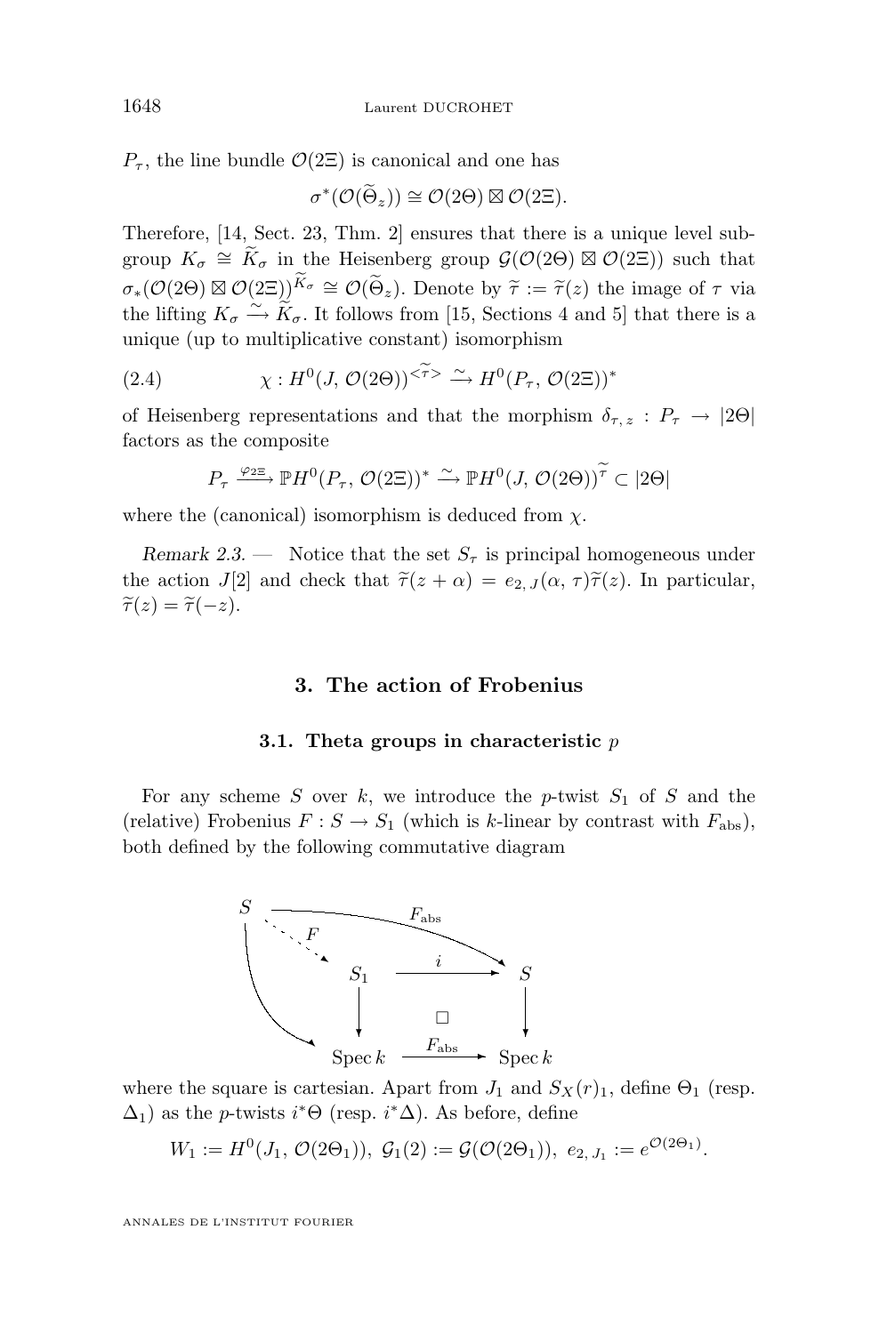$P_\tau$, the line bundle $\mathcal{O}(2\Xi)$ is canonical and one has

$$\sigma^*(\mathcal{O}(\widetilde{\Theta}_z)) \cong \mathcal{O}(2\Theta) \boxtimes \mathcal{O}(2\Xi).$$

Therefore, [14, Sect. 23, Thm. 2] ensures that there is a unique level subgroup $K_\sigma \cong \widetilde{K}_\sigma$ in the Heisenberg group $\mathcal{G}(\mathcal{O}(2\Theta) \boxtimes \mathcal{O}(2\Xi))$ such that $\sigma_*(\mathcal{O}(2\Theta) \boxtimes \mathcal{O}(2\Xi))^{\widetilde{K}_\sigma} \cong \mathcal{O}(\widetilde{\Theta}_z)$. Denote by $\widetilde{\tau} := \widetilde{\tau}(z)$ the image of $\tau$ via the lifting $K_\sigma \xrightarrow{\sim} \widetilde{K}_\sigma$. It follows from [15, Sections 4 and 5] that there is a unique (up to multiplicative constant) isomorphism

$$\chi : H^0(J, \mathcal{O}(2\Theta))^{<\widetilde{\tau}>} \xrightarrow{\sim} H^0(P_\tau, \mathcal{O}(2\Xi))^* \tag{2.4}$$

of Heisenberg representations and that the morphism $\delta_{\tau,\, z} : P_\tau \to |2\Theta|$ factors as the composite

$$P_\tau \xrightarrow{\varphi_{2\Xi}} \mathbb{P}H^0(P_\tau, \mathcal{O}(2\Xi))^* \xrightarrow{\sim} \mathbb{P}H^0(J, \mathcal{O}(2\Theta))^{\widetilde{\tau}} \subset |2\Theta|$$

where the (canonical) isomorphism is deduced from $\chi$.

*Remark 2.3.* — Notice that the set $S_\tau$ is principal homogeneous under the action $J[2]$ and check that $\widetilde{\tau}(z + \alpha) = e_{2,\, J}(\alpha, \tau)\widetilde{\tau}(z)$. In particular, $\widetilde{\tau}(z) = \widetilde{\tau}(-z)$.

## 3. The action of Frobenius

### 3.1. Theta groups in characteristic $p$

For any scheme $S$ over $k$, we introduce the $p$-twist $S_1$ of $S$ and the (relative) Frobenius $F : S \to S_1$ (which is $k$-linear by contrast with $F_{\mathrm{abs}}$), both defined by the following commutative diagram

$$\begin{array}{ccccc} S & & \xrightarrow{F_{\mathrm{abs}}} & & S \\ & \overset{F}{\searrow} & & & \\ & & S_1 & \xrightarrow{i} & S \\ & & \downarrow & \square & \downarrow \\ & & \operatorname{Spec} k & \xrightarrow{F_{\mathrm{abs}}} & \operatorname{Spec} k \end{array}$$

where the square is cartesian. Apart from $J_1$ and $S_X(r)_1$, define $\Theta_1$ (resp. $\Delta_1$) as the $p$-twists $i^*\Theta$ (resp. $i^*\Delta$). As before, define

$$W_1 := H^0(J_1, \mathcal{O}(2\Theta_1)),\ \mathcal{G}_1(2) := \mathcal{G}(\mathcal{O}(2\Theta_1)),\ e_{2,\, J_1} := e^{\mathcal{O}(2\Theta_1)}.$$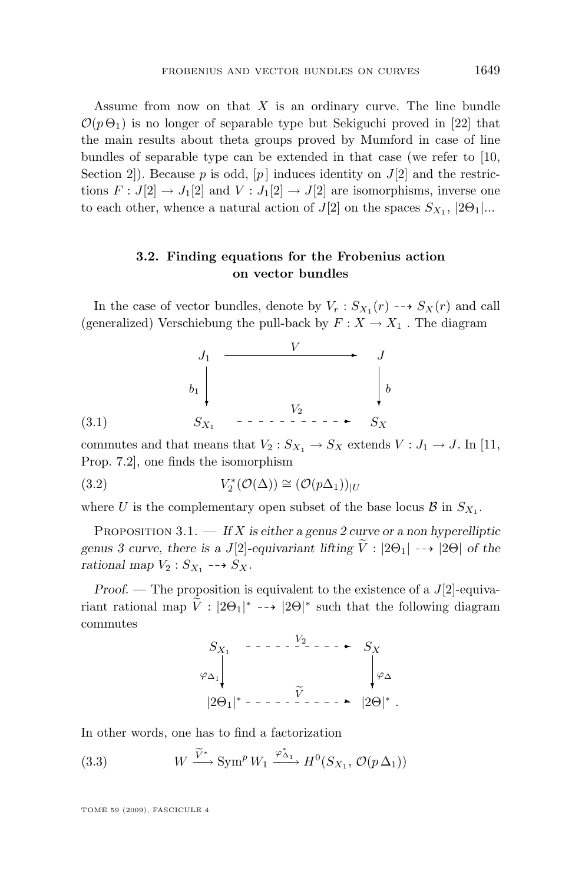Assume from now on that $X$ is an ordinary curve. The line bundle $\mathcal{O}(p\,\Theta_1)$ is no longer of separable type but Sekiguchi proved in [22] that the main results about theta groups proved by Mumford in case of line bundles of separable type can be extended in that case (we refer to [10, Section 2]). Because $p$ is odd, $[p]$ induces identity on $J[2]$ and the restrictions $F : J[2] \to J_1[2]$ and $V : J_1[2] \to J[2]$ are isomorphisms, inverse one to each other, whence a natural action of $J[2]$ on the spaces $S_{X_1}$, $|2\Theta_1|$...

### 3.2. Finding equations for the Frobenius action on vector bundles

In the case of vector bundles, denote by $V_r : S_{X_1}(r) \dashrightarrow S_X(r)$ and call (generalized) Verschiebung the pull-back by $F : X \to X_1$ . The diagram

$$
\begin{array}{ccc}
J_1 & \xrightarrow{\quad V \quad} & J \\
\Big\downarrow{\scriptstyle b_1} & & \Big\downarrow{\scriptstyle b} \\
S_{X_1} & \overset{V_2}{\dashrightarrow} & S_X
\end{array}
\tag{3.1}
$$

commutes and that means that $V_2 : S_{X_1} \to S_X$ extends $V : J_1 \to J$. In [11, Prop. 7.2], one finds the isomorphism

$$
V_2^*(\mathcal{O}(\Delta)) \cong (\mathcal{O}(p\Delta_1))_{|U} \tag{3.2}
$$

where $U$ is the complementary open subset of the base locus $\mathcal{B}$ in $S_{X_1}$.

Proposition 3.1. — *If $X$ is either a genus 2 curve or a non hyperelliptic genus 3 curve, there is a $J[2]$-equivariant lifting $\widetilde{V} : |2\Theta_1| \dashrightarrow |2\Theta|$ of the rational map $V_2 : S_{X_1} \dashrightarrow S_X$.*

*Proof.* — The proposition is equivalent to the existence of a $J[2]$-equivariant rational map $\widetilde{V} : |2\Theta_1|^* \dashrightarrow |2\Theta|^*$ such that the following diagram commutes

$$
\begin{array}{ccc}
S_{X_1} & \overset{V_2}{\dashrightarrow} & S_X \\
\Big\downarrow{\scriptstyle \varphi_{\Delta_1}} & & \Big\downarrow{\scriptstyle \varphi_{\Delta}} \\
|2\Theta_1|^* & \overset{\widetilde{V}}{\dashrightarrow} & |2\Theta|^* \,.
\end{array}
$$

In other words, one has to find a factorization

$$
W \xrightarrow{\widetilde{V}^*} \operatorname{Sym}^p W_1 \xrightarrow{\varphi^*_{\Delta_1}} H^0(S_{X_1}, \mathcal{O}(p\,\Delta_1)) \tag{3.3}
$$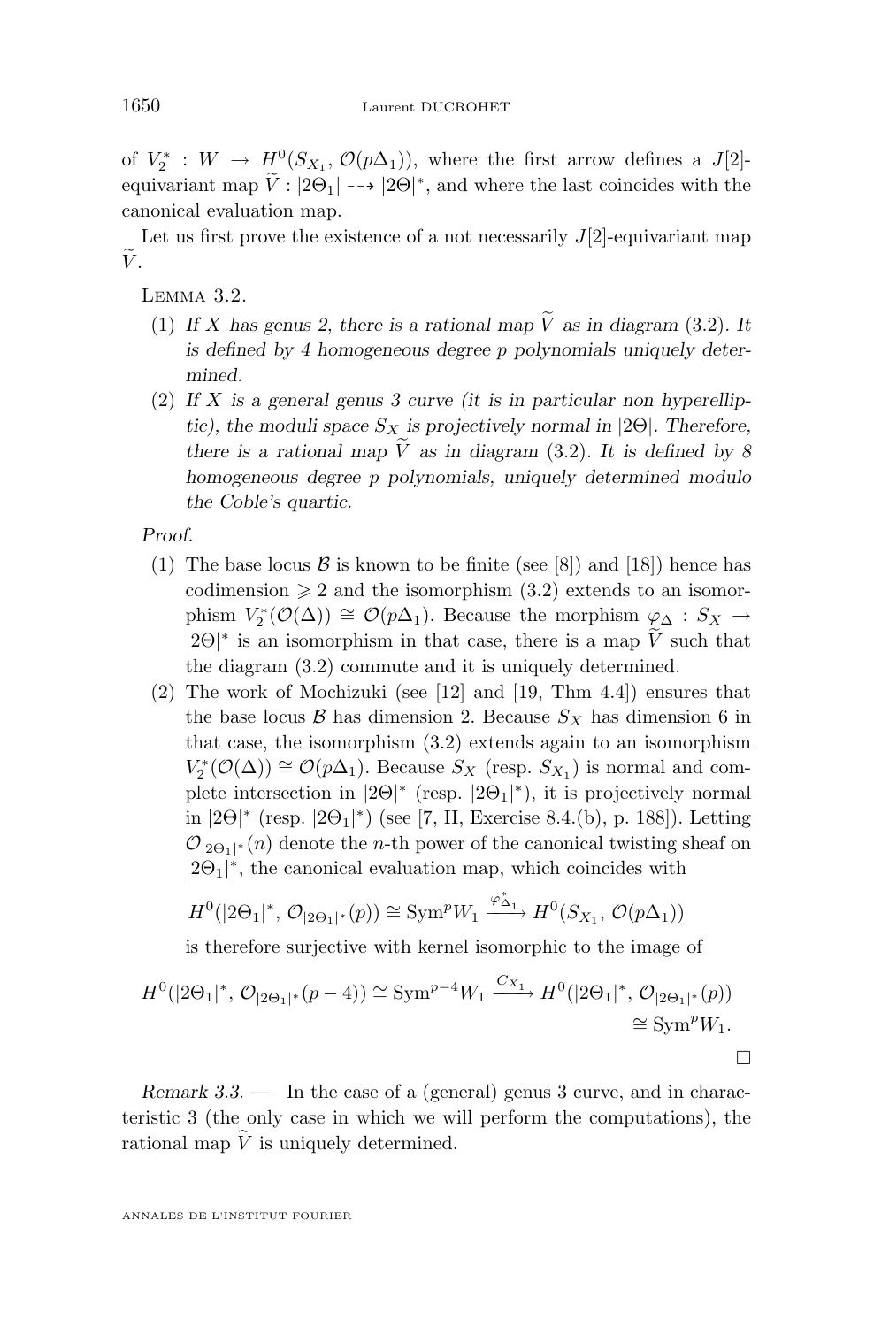of $V_2^* : W \to H^0(S_{X_1}, \mathcal{O}(p\Delta_1))$, where the first arrow defines a $J[2]$-equivariant map $\widetilde{V} : |2\Theta_1| \dashrightarrow |2\Theta|^*$, and where the last coincides with the canonical evaluation map.

Let us first prove the existence of a not necessarily $J[2]$-equivariant map $\widetilde{V}$.

Lemma 3.2.

1. *If $X$ has genus 2, there is a rational map $\widetilde{V}$ as in diagram (3.2). It is defined by 4 homogeneous degree $p$ polynomials uniquely determined.*
2. *If $X$ is a general genus 3 curve (it is in particular non hyperelliptic), the moduli space $S_X$ is projectively normal in $|2\Theta|$. Therefore, there is a rational map $\widetilde{V}$ as in diagram (3.2). It is defined by 8 homogeneous degree $p$ polynomials, uniquely determined modulo the Coble's quartic.*

*Proof.*

1. The base locus $\mathcal{B}$ is known to be finite (see [8]) and [18]) hence has codimension $\geqslant 2$ and the isomorphism (3.2) extends to an isomorphism $V_2^*(\mathcal{O}(\Delta)) \cong \mathcal{O}(p\Delta_1)$. Because the morphism $\varphi_\Delta : S_X \to |2\Theta|^*$ is an isomorphism in that case, there is a map $\widetilde{V}$ such that the diagram (3.2) commute and it is uniquely determined.
2. The work of Mochizuki (see [12] and [19, Thm 4.4]) ensures that the base locus $\mathcal{B}$ has dimension 2. Because $S_X$ has dimension 6 in that case, the isomorphism (3.2) extends again to an isomorphism $V_2^*(\mathcal{O}(\Delta)) \cong \mathcal{O}(p\Delta_1)$. Because $S_X$ (resp. $S_{X_1}$) is normal and complete intersection in $|2\Theta|^*$ (resp. $|2\Theta_1|^*$), it is projectively normal in $|2\Theta|^*$ (resp. $|2\Theta_1|^*$) (see [7, II, Exercise 8.4.(b), p. 188]). Letting $\mathcal{O}_{|2\Theta_1|^*}(n)$ denote the $n$-th power of the canonical twisting sheaf on $|2\Theta_1|^*$, the canonical evaluation map, which coincides with

$$H^0(|2\Theta_1|^*, \mathcal{O}_{|2\Theta_1|^*}(p)) \cong \mathrm{Sym}^p W_1 \xrightarrow{\varphi_{\Delta_1}^*} H^0(S_{X_1}, \mathcal{O}(p\Delta_1))$$

is therefore surjective with kernel isomorphic to the image of

$$H^0(|2\Theta_1|^*, \mathcal{O}_{|2\Theta_1|^*}(p-4)) \cong \mathrm{Sym}^{p-4} W_1 \xrightarrow{C_{X_1}} H^0(|2\Theta_1|^*, \mathcal{O}_{|2\Theta_1|^*}(p)) \cong \mathrm{Sym}^p W_1.$$

□

*Remark 3.3.* — In the case of a (general) genus 3 curve, and in characteristic 3 (the only case in which we will perform the computations), the rational map $\widetilde{V}$ is uniquely determined.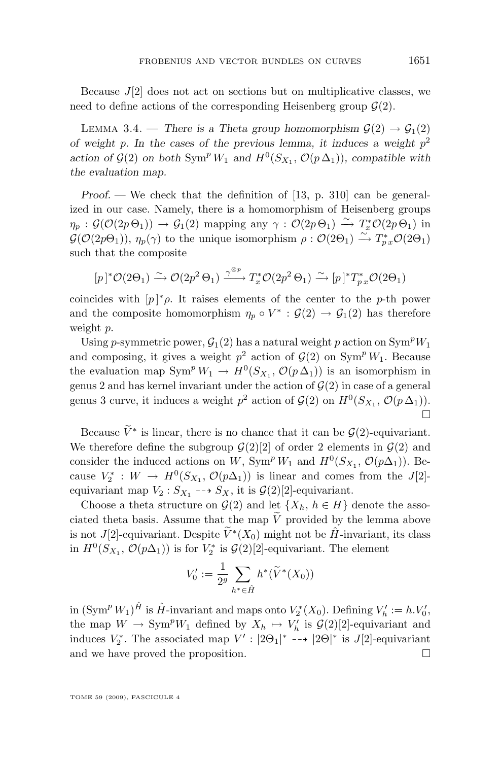Because $J[2]$ does not act on sections but on multiplicative classes, we need to define actions of the corresponding Heisenberg group $\mathcal{G}(2)$.

Lemma 3.4. — *There is a Theta group homomorphism $\mathcal{G}(2) \to \mathcal{G}_1(2)$ of weight $p$. In the cases of the previous lemma, it induces a weight $p^2$ action of $\mathcal{G}(2)$ on both $\operatorname{Sym}^p W_1$ and $H^0(S_{X_1}, \mathcal{O}(p\,\Delta_1))$, compatible with the evaluation map.*

*Proof.* — We check that the definition of [13, p. 310] can be generalized in our case. Namely, there is a homomorphism of Heisenberg groups $\eta_p : \mathcal{G}(\mathcal{O}(2p\,\Theta_1)) \to \mathcal{G}_1(2)$ mapping any $\gamma : \mathcal{O}(2p\,\Theta_1) \xrightarrow{\sim} T_x^* \mathcal{O}(2p\,\Theta_1)$ in $\mathcal{G}(\mathcal{O}(2p\Theta_1))$, $\eta_p(\gamma)$ to the unique isomorphism $\rho : \mathcal{O}(2\Theta_1) \xrightarrow{\sim} T_{p\,x}^* \mathcal{O}(2\Theta_1)$ such that the composite

$$[p]^*\mathcal{O}(2\Theta_1) \xrightarrow{\sim} \mathcal{O}(2p^2\,\Theta_1) \xrightarrow{\gamma^{\otimes p}} T_x^*\mathcal{O}(2p^2\,\Theta_1) \xrightarrow{\sim} [p]^* T_{p\,x}^*\mathcal{O}(2\Theta_1)$$

coincides with $[p]^*\rho$. It raises elements of the center to the $p$-th power and the composite homomorphism $\eta_p \circ V^* : \mathcal{G}(2) \to \mathcal{G}_1(2)$ has therefore weight $p$.

Using $p$-symmetric power, $\mathcal{G}_1(2)$ has a natural weight $p$ action on $\operatorname{Sym}^p W_1$ and composing, it gives a weight $p^2$ action of $\mathcal{G}(2)$ on $\operatorname{Sym}^p W_1$. Because the evaluation map $\operatorname{Sym}^p W_1 \to H^0(S_{X_1}, \mathcal{O}(p\,\Delta_1))$ is an isomorphism in genus 2 and has kernel invariant under the action of $\mathcal{G}(2)$ in case of a general genus 3 curve, it induces a weight $p^2$ action of $\mathcal{G}(2)$ on $H^0(S_{X_1}, \mathcal{O}(p\,\Delta_1))$. $\square$

Because $\widetilde{V}^*$ is linear, there is no chance that it can be $\mathcal{G}(2)$-equivariant. We therefore define the subgroup $\mathcal{G}(2)[2]$ of order 2 elements in $\mathcal{G}(2)$ and consider the induced actions on $W$, $\operatorname{Sym}^p W_1$ and $H^0(S_{X_1}, \mathcal{O}(p\Delta_1))$. Because $V_2^* : W \to H^0(S_{X_1}, \mathcal{O}(p\Delta_1))$ is linear and comes from the $J[2]$-equivariant map $V_2 : S_{X_1} \dashrightarrow S_X$, it is $\mathcal{G}(2)[2]$-equivariant.

Choose a theta structure on $\mathcal{G}(2)$ and let $\{X_h,\, h \in H\}$ denote the associated theta basis. Assume that the map $\widetilde{V}$ provided by the lemma above is not $J[2]$-equivariant. Despite $\widetilde{V}^*(X_0)$ might not be $\hat{H}$-invariant, its class in $H^0(S_{X_1}, \mathcal{O}(p\Delta_1))$ is for $V_2^*$ is $\mathcal{G}(2)[2]$-equivariant. The element

$$V_0' := \frac{1}{2^g} \sum_{h^* \in \hat{H}} h^*(\widetilde{V}^*(X_0))$$

in $(\operatorname{Sym}^p W_1)^{\hat{H}}$ is $\hat{H}$-invariant and maps onto $V_2^*(X_0)$. Defining $V_h' := h.V_0'$, the map $W \to \operatorname{Sym}^p W_1$ defined by $X_h \mapsto V_h'$ is $\mathcal{G}(2)[2]$-equivariant and induces $V_2^*$. The associated map $V' : |2\Theta_1|^* \dashrightarrow |2\Theta|^*$ is $J[2]$-equivariant and we have proved the proposition. $\square$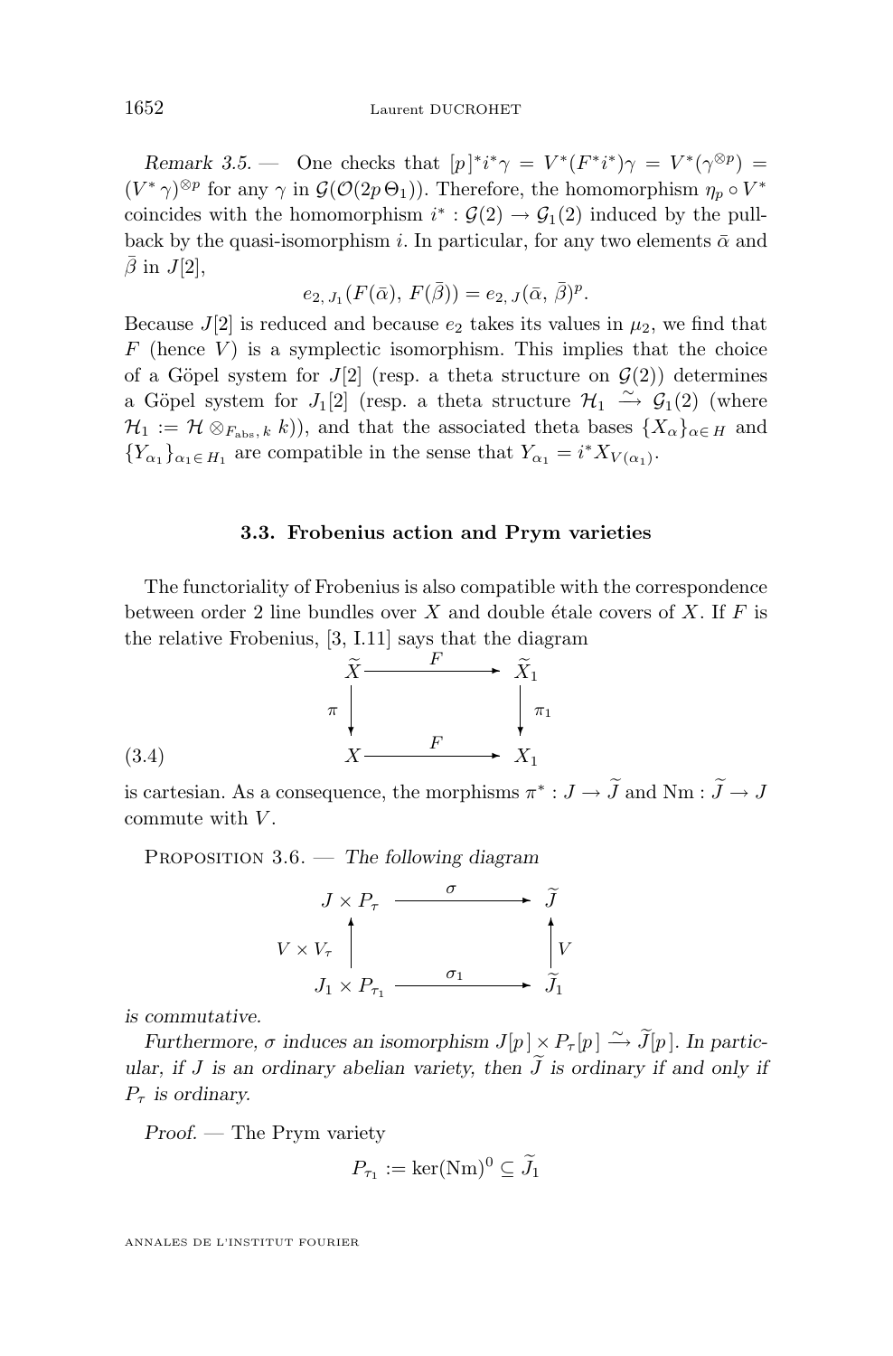*Remark 3.5.* — One checks that $[p]^* i^* \gamma = V^*(F^* i^*)\gamma = V^*(\gamma^{\otimes p}) = (V^*\gamma)^{\otimes p}$ for any $\gamma$ in $\mathcal{G}(\mathcal{O}(2p\,\Theta_1))$. Therefore, the homomorphism $\eta_p \circ V^*$ coincides with the homomorphism $i^* : \mathcal{G}(2) \to \mathcal{G}_1(2)$ induced by the pull-back by the quasi-isomorphism $i$. In particular, for any two elements $\bar{\alpha}$ and $\bar{\beta}$ in $J[2]$,

$$e_{2,\,J_1}(F(\bar{\alpha}),\, F(\bar{\beta})) = e_{2,\,J}(\bar{\alpha},\, \bar{\beta})^p.$$

Because $J[2]$ is reduced and because $e_2$ takes its values in $\mu_2$, we find that $F$ (hence $V$) is a symplectic isomorphism. This implies that the choice of a Göpel system for $J[2]$ (resp. a theta structure on $\mathcal{G}(2)$) determines a Göpel system for $J_1[2]$ (resp. a theta structure $\mathcal{H}_1 \xrightarrow{\sim} \mathcal{G}_1(2)$ (where $\mathcal{H}_1 := \mathcal{H} \otimes_{F_{\mathrm{abs}},\, k} k$)), and that the associated theta bases $\{X_\alpha\}_{\alpha \in H}$ and $\{Y_{\alpha_1}\}_{\alpha_1 \in H_1}$ are compatible in the sense that $Y_{\alpha_1} = i^* X_{V(\alpha_1)}$.

### 3.3. Frobenius action and Prym varieties

The functoriality of Frobenius is also compatible with the correspondence between order 2 line bundles over $X$ and double étale covers of $X$. If $F$ is the relative Frobenius, [3, I.11] says that the diagram

$$\begin{array}{ccc} \widetilde{X} & \xrightarrow{\;F\;} & \widetilde{X}_1 \\ {\scriptstyle \pi}\downarrow & & \downarrow{\scriptstyle \pi_1} \\ X & \xrightarrow{\;F\;} & X_1 \end{array} \tag{3.4}$$

is cartesian. As a consequence, the morphisms $\pi^* : J \to \widetilde{J}$ and $\mathrm{Nm} : \widetilde{J} \to J$ commute with $V$.

Proposition 3.6. — *The following diagram*

$$\begin{array}{ccc} J \times P_\tau & \xrightarrow{\;\sigma\;} & \widetilde{J} \\ {\scriptstyle V \times V_\tau}\uparrow & & \uparrow{\scriptstyle V} \\ J_1 \times P_{\tau_1} & \xrightarrow{\;\sigma_1\;} & \widetilde{J}_1 \end{array}$$

*is commutative.*

*Furthermore, $\sigma$ induces an isomorphism $J[p] \times P_\tau[p] \xrightarrow{\sim} \widetilde{J}[p]$. In particular, if $J$ is an ordinary abelian variety, then $\widetilde{J}$ is ordinary if and only if $P_\tau$ is ordinary.*

*Proof.* — The Prym variety

$$P_{\tau_1} := \ker(\mathrm{Nm})^0 \subseteq \widetilde{J}_1$$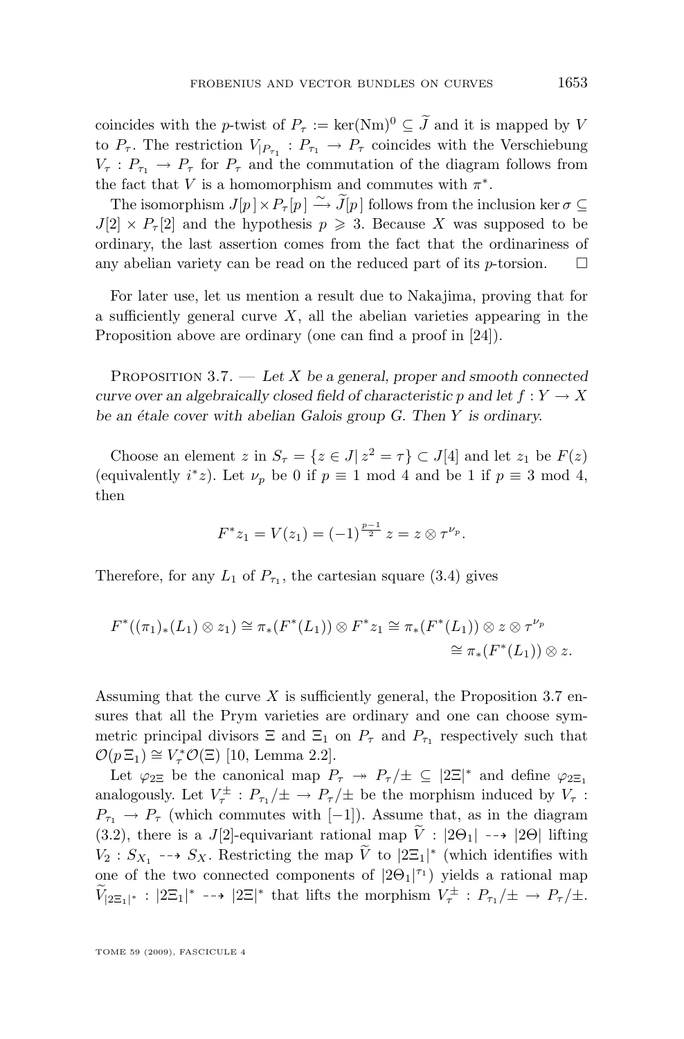coincides with the $p$-twist of $P_\tau := \ker(\mathrm{Nm})^0 \subseteq \widetilde{J}$ and it is mapped by $V$ to $P_\tau$. The restriction $V_{|P_{\tau_1}} : P_{\tau_1} \to P_\tau$ coincides with the Verschiebung $V_\tau : P_{\tau_1} \to P_\tau$ for $P_\tau$ and the commutation of the diagram follows from the fact that $V$ is a homomorphism and commutes with $\pi^*$.

The isomorphism $J[p] \times P_\tau[p] \xrightarrow{\sim} \widetilde{J}[p]$ follows from the inclusion $\ker\sigma \subseteq J[2] \times P_\tau[2]$ and the hypothesis $p \geqslant 3$. Because $X$ was supposed to be ordinary, the last assertion comes from the fact that the ordinariness of any abelian variety can be read on the reduced part of its $p$-torsion. $\square$

For later use, let us mention a result due to Nakajima, proving that for a sufficiently general curve $X$, all the abelian varieties appearing in the Proposition above are ordinary (one can find a proof in [24]).

Proposition 3.7. — *Let $X$ be a general, proper and smooth connected curve over an algebraically closed field of characteristic $p$ and let $f : Y \to X$ be an étale cover with abelian Galois group $G$. Then $Y$ is ordinary.*

Choose an element $z$ in $S_\tau = \{z \in J \,|\, z^2 = \tau\} \subset J[4]$ and let $z_1$ be $F(z)$ (equivalently $i^*z$). Let $\nu_p$ be $0$ if $p \equiv 1 \bmod 4$ and be $1$ if $p \equiv 3 \bmod 4$, then

$$F^* z_1 = V(z_1) = (-1)^{\frac{p-1}{2}}\, z = z \otimes \tau^{\nu_p}.$$

Therefore, for any $L_1$ of $P_{\tau_1}$, the cartesian square (3.4) gives

$$\begin{aligned} F^*((\pi_1)_*(L_1) \otimes z_1) \cong \pi_*(F^*(L_1)) \otimes F^* z_1 &\cong \pi_*(F^*(L_1)) \otimes z \otimes \tau^{\nu_p} \\ &\cong \pi_*(F^*(L_1)) \otimes z. \end{aligned}$$

Assuming that the curve $X$ is sufficiently general, the Proposition 3.7 ensures that all the Prym varieties are ordinary and one can choose symmetric principal divisors $\Xi$ and $\Xi_1$ on $P_\tau$ and $P_{\tau_1}$ respectively such that $\mathcal{O}(p\,\Xi_1) \cong V_\tau^* \mathcal{O}(\Xi)$ [10, Lemma 2.2].

Let $\varphi_{2\Xi}$ be the canonical map $P_\tau \twoheadrightarrow P_\tau/\pm \subseteq |2\Xi|^*$ and define $\varphi_{2\Xi_1}$ analogously. Let $V_\tau^\pm : P_{\tau_1}/\pm \to P_\tau/\pm$ be the morphism induced by $V_\tau : P_{\tau_1} \to P_\tau$ (which commutes with $[-1]$). Assume that, as in the diagram (3.2), there is a $J[2]$-equivariant rational map $\widetilde{V} : |2\Theta_1| \dashrightarrow |2\Theta|$ lifting $V_2 : S_{X_1} \dashrightarrow S_X$. Restricting the map $\widetilde{V}$ to $|2\Xi_1|^*$ (which identifies with one of the two connected components of $|2\Theta_1|^{\tau_1}$) yields a rational map $\widetilde{V}_{|2\Xi_1|^*} : |2\Xi_1|^* \dashrightarrow |2\Xi|^*$ that lifts the morphism $V_\tau^\pm : P_{\tau_1}/\pm \to P_\tau/\pm$.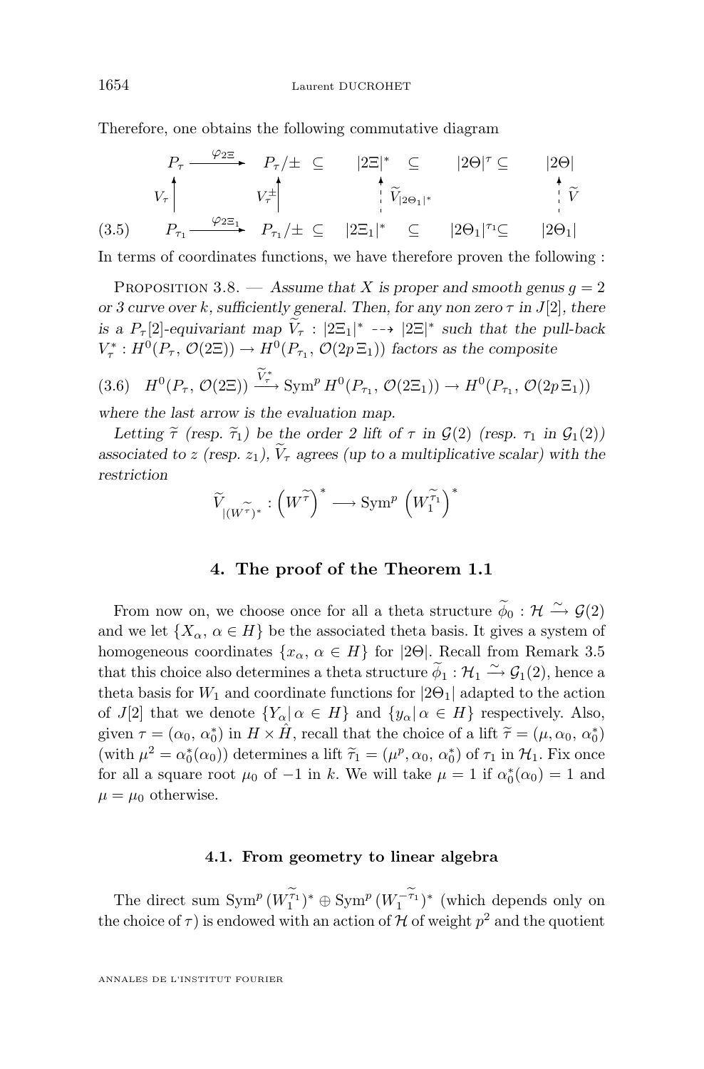Therefore, one obtains the following commutative diagram

$$
\begin{array}{ccccccccc}
P_\tau & \xrightarrow{\varphi_{2\Xi}} & P_\tau/\pm & \subseteq & |2\Xi|^* & \subseteq & |2\Theta|^\tau \subseteq & & |2\Theta| \\
\uparrow{\scriptstyle V_\tau} & & \uparrow{\scriptstyle V_\tau^\pm} & & \uparrow{\scriptstyle \widetilde{V}_{|2\Theta_1|^*}} & & & & \uparrow{\scriptstyle \widetilde{V}} \\
P_{\tau_1} & \xrightarrow{\varphi_{2\Xi_1}} & P_{\tau_1}/\pm & \subseteq & |2\Xi_1|^* & \subseteq & |2\Theta_1|^{\tau_1} \subseteq & & |2\Theta_1|
\end{array} \tag{3.5}
$$

In terms of coordinates functions, we have therefore proven the following :

Proposition 3.8. — *Assume that $X$ is proper and smooth genus $g = 2$ or $3$ curve over $k$, sufficiently general. Then, for any non zero $\tau$ in $J[2]$, there is a $P_\tau[2]$-equivariant map $\widetilde{V}_\tau : |2\Xi_1|^* \dashrightarrow |2\Xi|^*$ such that the pull-back $V_\tau^* : H^0(P_\tau, \mathcal{O}(2\Xi)) \to H^0(P_{\tau_1}, \mathcal{O}(2p\,\Xi_1))$ factors as the composite*

$$
H^0(P_\tau, \mathcal{O}(2\Xi)) \xrightarrow{\widetilde{V}_\tau^*} \operatorname{Sym}^p H^0(P_{\tau_1}, \mathcal{O}(2\Xi_1)) \to H^0(P_{\tau_1}, \mathcal{O}(2p\,\Xi_1)) \tag{3.6}
$$

*where the last arrow is the evaluation map.*

*Letting $\widetilde{\tau}$ (resp. $\widetilde{\tau}_1$) be the order 2 lift of $\tau$ in $\mathcal{G}(2)$ (resp. $\tau_1$ in $\mathcal{G}_1(2)$) associated to $z$ (resp. $z_1$), $\widetilde{V}_\tau$ agrees (up to a multiplicative scalar) with the restriction*

$$
\widetilde{V}_{|(W^{\widetilde{\tau}})^*} : \left(W^{\widetilde{\tau}}\right)^* \longrightarrow \operatorname{Sym}^p \left(W_1^{\widetilde{\tau}_1}\right)^*
$$

## 4. The proof of the Theorem 1.1

From now on, we choose once for all a theta structure $\widetilde{\phi}_0 : \mathcal{H} \xrightarrow{\sim} \mathcal{G}(2)$ and we let $\{X_\alpha,\, \alpha \in H\}$ be the associated theta basis. It gives a system of homogeneous coordinates $\{x_\alpha,\, \alpha \in H\}$ for $|2\Theta|$. Recall from Remark 3.5 that this choice also determines a theta structure $\widetilde{\phi}_1 : \mathcal{H}_1 \xrightarrow{\sim} \mathcal{G}_1(2)$, hence a theta basis for $W_1$ and coordinate functions for $|2\Theta_1|$ adapted to the action of $J[2]$ that we denote $\{Y_\alpha |\, \alpha \in H\}$ and $\{y_\alpha |\, \alpha \in H\}$ respectively. Also, given $\tau = (\alpha_0,\, \alpha_0^*)$ in $H \times \hat{H}$, recall that the choice of a lift $\widetilde{\tau} = (\mu, \alpha_0,\, \alpha_0^*)$ (with $\mu^2 = \alpha_0^*(\alpha_0)$) determines a lift $\widetilde{\tau}_1 = (\mu^p, \alpha_0,\, \alpha_0^*)$ of $\tau_1$ in $\mathcal{H}_1$. Fix once for all a square root $\mu_0$ of $-1$ in $k$. We will take $\mu = 1$ if $\alpha_0^*(\alpha_0) = 1$ and $\mu = \mu_0$ otherwise.

### 4.1. From geometry to linear algebra

The direct sum $\operatorname{Sym}^p (W_1^{\widetilde{\tau}_1})^* \oplus \operatorname{Sym}^p (W_1^{-\widetilde{\tau}_1})^*$ (which depends only on the choice of $\tau$) is endowed with an action of $\mathcal{H}$ of weight $p^2$ and the quotient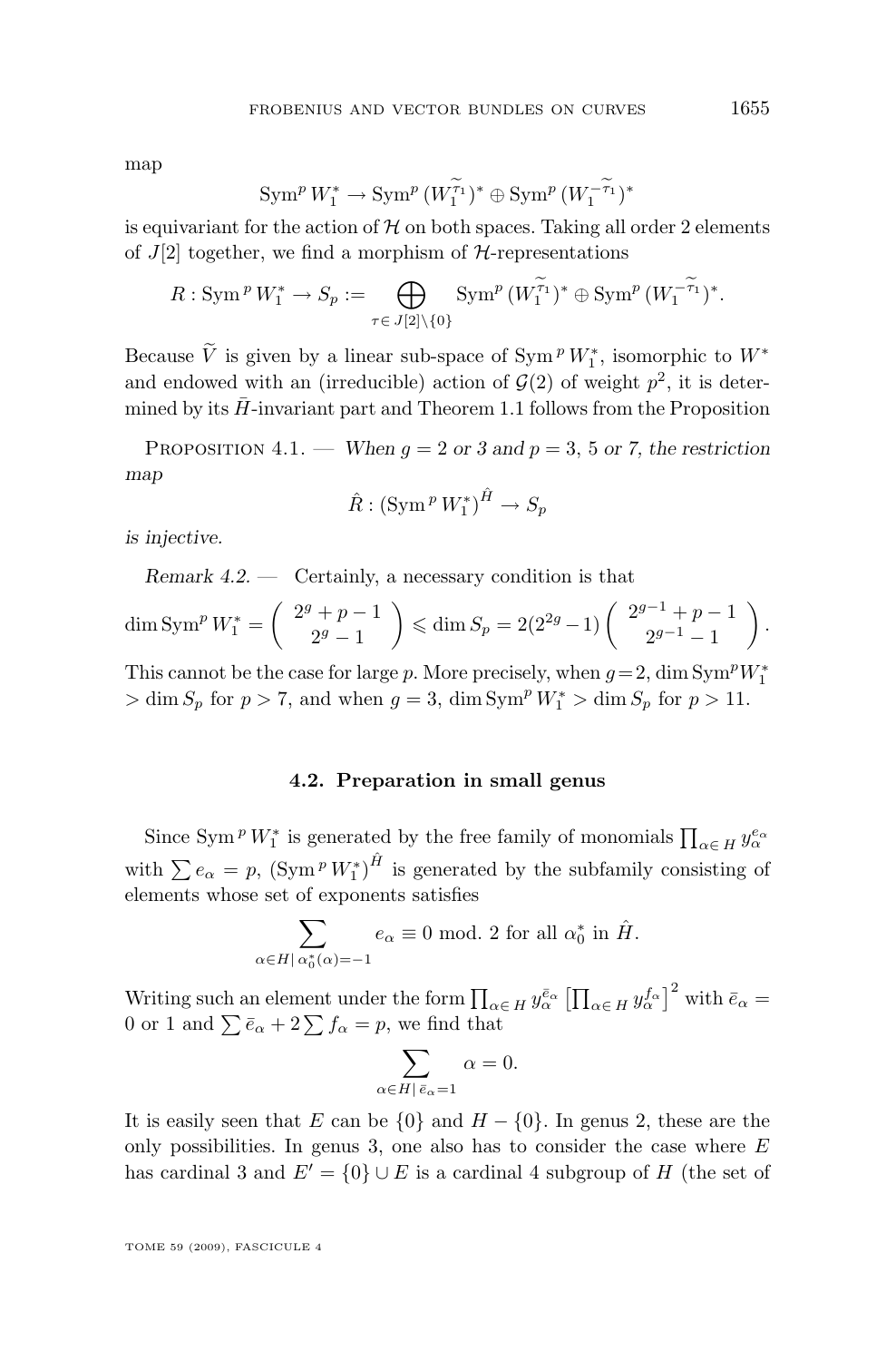map

$$\operatorname{Sym}^p W_1^* \to \operatorname{Sym}^p (W_1^{\widetilde{\tau_1}})^* \oplus \operatorname{Sym}^p (W_1^{-\widetilde{\tau_1}})^*$$

is equivariant for the action of $\mathcal{H}$ on both spaces. Taking all order 2 elements of $J[2]$ together, we find a morphism of $\mathcal{H}$-representations

$$R : \operatorname{Sym}^p W_1^* \to S_p := \bigoplus_{\tau \in J[2]\setminus\{0\}} \operatorname{Sym}^p (W_1^{\widetilde{\tau_1}})^* \oplus \operatorname{Sym}^p (W_1^{-\widetilde{\tau_1}})^*.$$

Because $\widetilde{V}$ is given by a linear sub-space of $\operatorname{Sym}^p W_1^*$, isomorphic to $W^*$ and endowed with an (irreducible) action of $\mathcal{G}(2)$ of weight $p^2$, it is determined by its $\bar{H}$-invariant part and Theorem 1.1 follows from the Proposition

Proposition 4.1. — *When $g = 2$ or $3$ and $p = 3$, $5$ or $7$, the restriction map*

$$\hat{R} : (\operatorname{Sym}^p W_1^*)^{\hat{H}} \to S_p$$

*is injective.*

*Remark 4.2.* — Certainly, a necessary condition is that

$$\dim \operatorname{Sym}^p W_1^* = \begin{pmatrix} 2^g + p - 1 \\ 2^g - 1 \end{pmatrix} \leqslant \dim S_p = 2(2^{2g} - 1) \begin{pmatrix} 2^{g-1} + p - 1 \\ 2^{g-1} - 1 \end{pmatrix}.$$

This cannot be the case for large $p$. More precisely, when $g = 2$, $\dim \operatorname{Sym}^p W_1^* > \dim S_p$ for $p > 7$, and when $g = 3$, $\dim \operatorname{Sym}^p W_1^* > \dim S_p$ for $p > 11$.

### 4.2. Preparation in small genus

Since $\operatorname{Sym}^p W_1^*$ is generated by the free family of monomials $\prod_{\alpha \in H} y_\alpha^{e_\alpha}$ with $\sum e_\alpha = p$, $(\operatorname{Sym}^p W_1^*)^{\hat{H}}$ is generated by the subfamily consisting of elements whose set of exponents satisfies

$$\sum_{\alpha \in H \,|\, \alpha_0^*(\alpha) = -1} e_\alpha \equiv 0 \text{ mod. } 2 \text{ for all } \alpha_0^* \text{ in } \hat{H}.$$

Writing such an element under the form $\prod_{\alpha \in H} y_\alpha^{\bar{e}_\alpha} \left[\prod_{\alpha \in H} y_\alpha^{f_\alpha}\right]^2$ with $\bar{e}_\alpha = 0$ or $1$ and $\sum \bar{e}_\alpha + 2 \sum f_\alpha = p$, we find that

$$\sum_{\alpha \in H \,|\, \bar{e}_\alpha = 1} \alpha = 0.$$

It is easily seen that $E$ can be $\{0\}$ and $H - \{0\}$. In genus 2, these are the only possibilities. In genus 3, one also has to consider the case where $E$ has cardinal 3 and $E' = \{0\} \cup E$ is a cardinal 4 subgroup of $H$ (the set of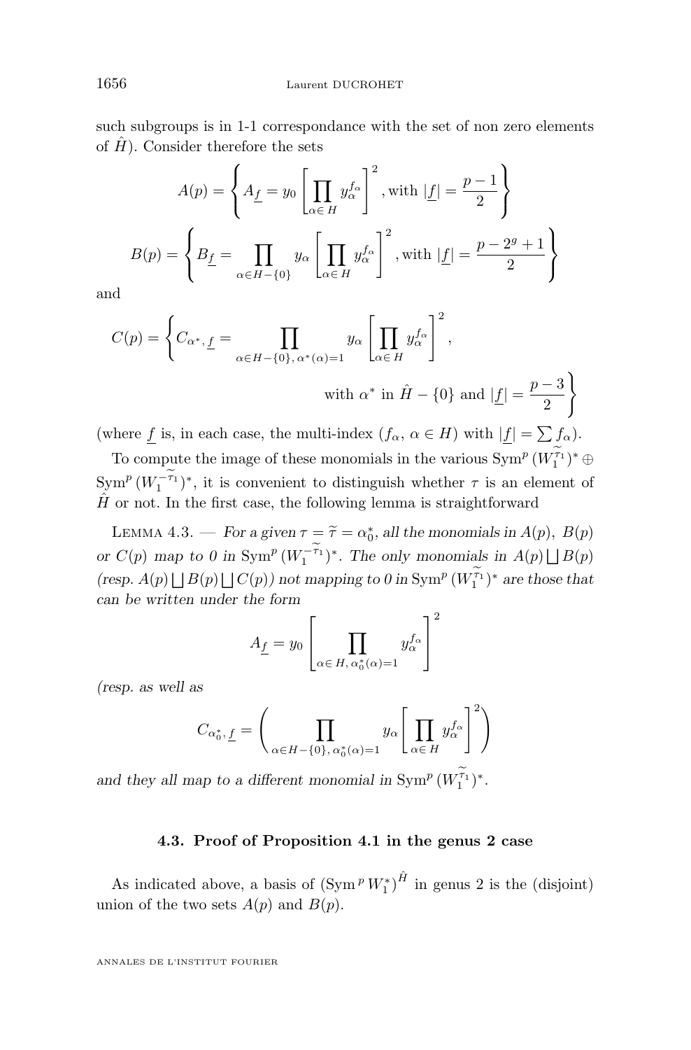such subgroups is in 1-1 correspondance with the set of non zero elements of $\hat{H}$). Consider therefore the sets

$$A(p) = \left\{ A_{\underline{f}} = y_0 \left[ \prod_{\alpha \in H} y_\alpha^{f_\alpha} \right]^2, \text{with } |\underline{f}| = \frac{p-1}{2} \right\}$$

$$B(p) = \left\{ B_{\underline{f}} = \prod_{\alpha \in H - \{0\}} y_\alpha \left[ \prod_{\alpha \in H} y_\alpha^{f_\alpha} \right]^2, \text{with } |\underline{f}| = \frac{p - 2^g + 1}{2} \right\}$$

and

$$C(p) = \left\{ C_{\alpha^*, \underline{f}} = \prod_{\alpha \in H - \{0\},\, \alpha^*(\alpha) = 1} y_\alpha \left[ \prod_{\alpha \in H} y_\alpha^{f_\alpha} \right]^2, \right.$$
$$\left. \text{with } \alpha^* \text{ in } \hat{H} - \{0\} \text{ and } |\underline{f}| = \frac{p-3}{2} \right\}$$

(where $\underline{f}$ is, in each case, the multi-index $(f_\alpha,\, \alpha \in H)$ with $|\underline{f}| = \sum f_\alpha$).

To compute the image of these monomials in the various $\mathrm{Sym}^p\,(W_1^{\widetilde{\tau_1}})^* \oplus \mathrm{Sym}^p\,(W_1^{-\widetilde{\tau_1}})^*$, it is convenient to distinguish whether $\tau$ is an element of $\hat{H}$ or not. In the first case, the following lemma is straightforward

Lemma 4.3. — *For a given $\tau = \widetilde{\tau} = \alpha_0^*$, all the monomials in $A(p)$, $B(p)$ or $C(p)$ map to 0 in $\mathrm{Sym}^p\,(W_1^{-\widetilde{\tau_1}})^*$. The only monomials in $A(p) \bigsqcup B(p)$ (resp. $A(p) \bigsqcup B(p) \bigsqcup C(p)$) not mapping to 0 in $\mathrm{Sym}^p\,(W_1^{\widetilde{\tau_1}})^*$ are those that can be written under the form*

$$A_{\underline{f}} = y_0 \left[ \prod_{\alpha \in H,\, \alpha_0^*(\alpha) = 1} y_\alpha^{f_\alpha} \right]^2$$

*(resp. as well as*

$$C_{\alpha_0^*, \underline{f}} = \left( \prod_{\alpha \in H - \{0\},\, \alpha_0^*(\alpha) = 1} y_\alpha \left[ \prod_{\alpha \in H} y_\alpha^{f_\alpha} \right]^2 \right)$$

*and they all map to a different monomial in $\mathrm{Sym}^p\,(W_1^{\widetilde{\tau_1}})^*$.*

### 4.3. Proof of Proposition 4.1 in the genus 2 case

As indicated above, a basis of $(\mathrm{Sym}^p\, W_1^*)^{\hat{H}}$ in genus 2 is the (disjoint) union of the two sets $A(p)$ and $B(p)$.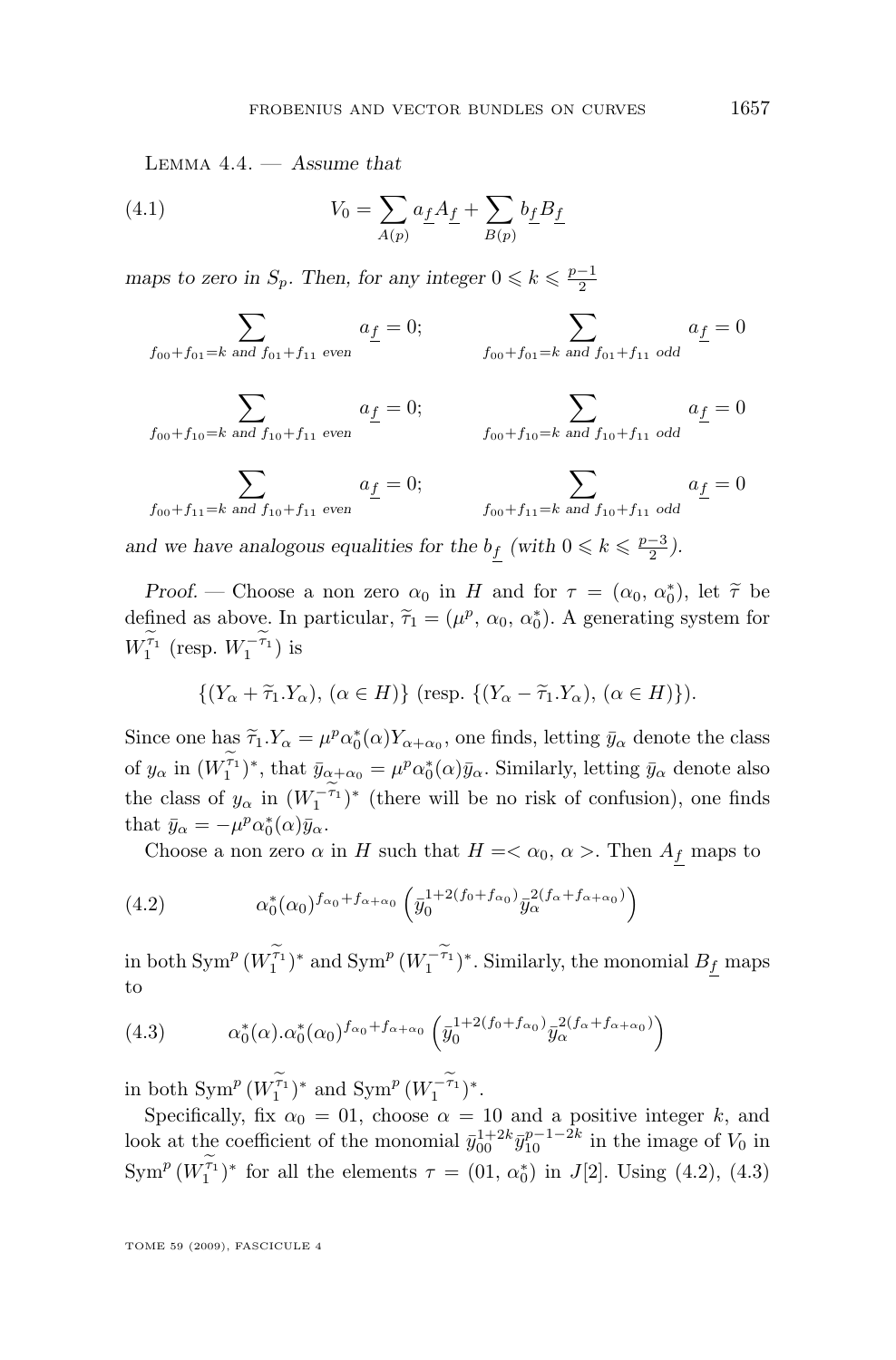Lemma 4.4. — *Assume that*

$$V_0 = \sum_{A(p)} a_{\underline{f}} A_{\underline{f}} + \sum_{B(p)} b_{\underline{f}} B_{\underline{f}} \tag{4.1}$$

*maps to zero in* $S_p$. *Then, for any integer* $0 \leqslant k \leqslant \frac{p-1}{2}$

$$\sum_{f_{00}+f_{01}=k \text{ and } f_{01}+f_{11} \text{ even}} a_{\underline{f}} = 0; \qquad \sum_{f_{00}+f_{01}=k \text{ and } f_{01}+f_{11} \text{ odd}} a_{\underline{f}} = 0$$

$$\sum_{f_{00}+f_{10}=k \text{ and } f_{10}+f_{11} \text{ even}} a_{\underline{f}} = 0; \qquad \sum_{f_{00}+f_{10}=k \text{ and } f_{10}+f_{11} \text{ odd}} a_{\underline{f}} = 0$$

$$\sum_{f_{00}+f_{11}=k \text{ and } f_{10}+f_{11} \text{ even}} a_{\underline{f}} = 0; \qquad \sum_{f_{00}+f_{11}=k \text{ and } f_{10}+f_{11} \text{ odd}} a_{\underline{f}} = 0$$

*and we have analogous equalities for the* $b_{\underline{f}}$ *(with* $0 \leqslant k \leqslant \frac{p-3}{2}$*).*

*Proof.* — Choose a non zero $\alpha_0$ in $H$ and for $\tau = (\alpha_0, \alpha_0^*)$, let $\widetilde{\tau}$ be defined as above. In particular, $\widetilde{\tau}_1 = (\mu^p, \alpha_0, \alpha_0^*)$. A generating system for $W_1^{\widetilde{\tau}_1}$ (resp. $W_1^{-\widetilde{\tau}_1}$) is

$$\{(Y_\alpha + \widetilde{\tau}_1.Y_\alpha), (\alpha \in H)\} \text{ (resp. } \{(Y_\alpha - \widetilde{\tau}_1.Y_\alpha), (\alpha \in H)\}).$$

Since one has $\widetilde{\tau}_1.Y_\alpha = \mu^p \alpha_0^*(\alpha) Y_{\alpha+\alpha_0}$, one finds, letting $\bar{y}_\alpha$ denote the class of $y_\alpha$ in $(W_1^{\widetilde{\tau}_1})^*$, that $\bar{y}_{\alpha+\alpha_0} = \mu^p \alpha_0^*(\alpha)\bar{y}_\alpha$. Similarly, letting $\bar{y}_\alpha$ denote also the class of $y_\alpha$ in $(W_1^{-\widetilde{\tau}_1})^*$ (there will be no risk of confusion), one finds that $\bar{y}_\alpha = -\mu^p \alpha_0^*(\alpha)\bar{y}_\alpha$.

Choose a non zero $\alpha$ in $H$ such that $H =< \alpha_0, \alpha >$. Then $A_{\underline{f}}$ maps to

$$\alpha_0^*(\alpha_0)^{f_{\alpha_0}+f_{\alpha+\alpha_0}} \left(\bar{y}_0^{1+2(f_0+f_{\alpha_0})} \bar{y}_\alpha^{2(f_\alpha+f_{\alpha+\alpha_0})}\right) \tag{4.2}$$

in both $\mathrm{Sym}^p\,(W_1^{\widetilde{\tau}_1})^*$ and $\mathrm{Sym}^p\,(W_1^{-\widetilde{\tau}_1})^*$. Similarly, the monomial $B_{\underline{f}}$ maps to

$$\alpha_0^*(\alpha).\alpha_0^*(\alpha_0)^{f_{\alpha_0}+f_{\alpha+\alpha_0}} \left(\bar{y}_0^{1+2(f_0+f_{\alpha_0})} \bar{y}_\alpha^{2(f_\alpha+f_{\alpha+\alpha_0})}\right) \tag{4.3}$$

in both $\mathrm{Sym}^p\,(W_1^{\widetilde{\tau}_1})^*$ and $\mathrm{Sym}^p\,(W_1^{-\widetilde{\tau}_1})^*$.

Specifically, fix $\alpha_0 = 01$, choose $\alpha = 10$ and a positive integer $k$, and look at the coefficient of the monomial $\bar{y}_{00}^{1+2k}\bar{y}_{10}^{p-1-2k}$ in the image of $V_0$ in $\mathrm{Sym}^p\,(W_1^{\widetilde{\tau}_1})^*$ for all the elements $\tau = (01, \alpha_0^*)$ in $J[2]$. Using (4.2), (4.3)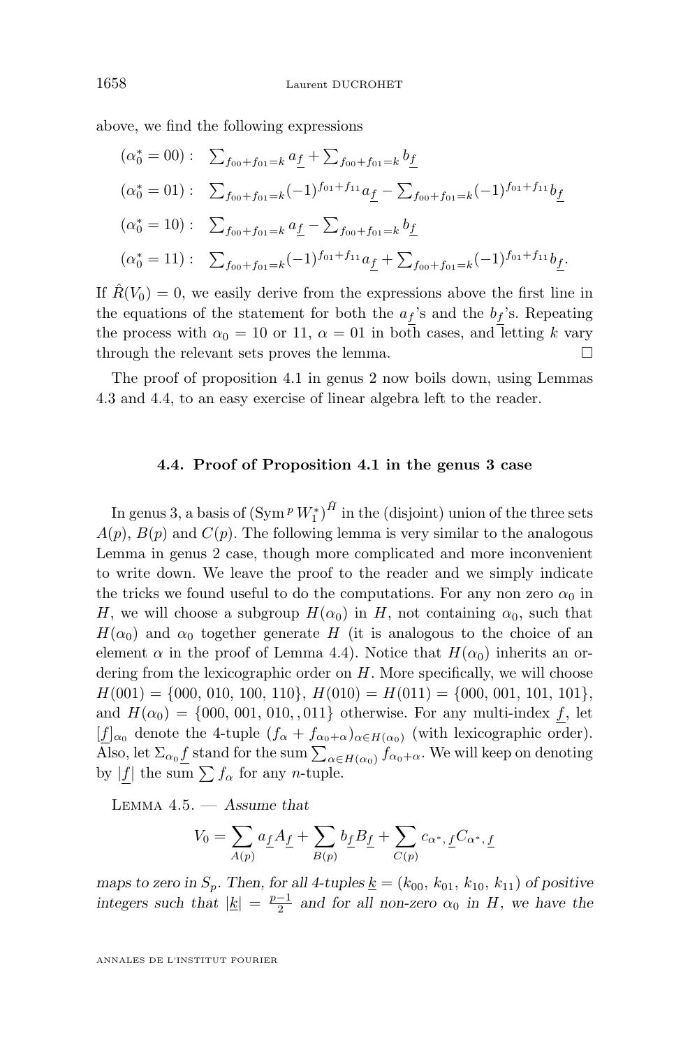above, we find the following expressions

$$(\alpha_0^* = 00): \quad \textstyle\sum_{f_{00}+f_{01}=k} a_{\underline{f}} + \sum_{f_{00}+f_{01}=k} b_{\underline{f}}$$

$$(\alpha_0^* = 01): \quad \textstyle\sum_{f_{00}+f_{01}=k} (-1)^{f_{01}+f_{11}} a_{\underline{f}} - \sum_{f_{00}+f_{01}=k} (-1)^{f_{01}+f_{11}} b_{\underline{f}}$$

$$(\alpha_0^* = 10): \quad \textstyle\sum_{f_{00}+f_{01}=k} a_{\underline{f}} - \sum_{f_{00}+f_{01}=k} b_{\underline{f}}$$

$$(\alpha_0^* = 11): \quad \textstyle\sum_{f_{00}+f_{01}=k} (-1)^{f_{01}+f_{11}} a_{\underline{f}} + \sum_{f_{00}+f_{01}=k} (-1)^{f_{01}+f_{11}} b_{\underline{f}}.$$

If $\hat{R}(V_0) = 0$, we easily derive from the expressions above the first line in the equations of the statement for both the $a_{\underline{f}}$'s and the $b_{\underline{f}}$'s. Repeating the process with $\alpha_0 = 10$ or $11$, $\alpha = 01$ in both cases, and letting $k$ vary through the relevant sets proves the lemma. $\square$

The proof of proposition 4.1 in genus 2 now boils down, using Lemmas 4.3 and 4.4, to an easy exercise of linear algebra left to the reader.

### 4.4. Proof of Proposition 4.1 in the genus 3 case

In genus 3, a basis of $(\operatorname{Sym}^p W_1^*)^{\hat{H}}$ in the (disjoint) union of the three sets $A(p)$, $B(p)$ and $C(p)$. The following lemma is very similar to the analogous Lemma in genus 2 case, though more complicated and more inconvenient to write down. We leave the proof to the reader and we simply indicate the tricks we found useful to do the computations. For any non zero $\alpha_0$ in $H$, we will choose a subgroup $H(\alpha_0)$ in $H$, not containing $\alpha_0$, such that $H(\alpha_0)$ and $\alpha_0$ together generate $H$ (it is analogous to the choice of an element $\alpha$ in the proof of Lemma 4.4). Notice that $H(\alpha_0)$ inherits an ordering from the lexicographic order on $H$. More specifically, we will choose $H(001) = \{000, 010, 100, 110\}$, $H(010) = H(011) = \{000, 001, 101, 101\}$, and $H(\alpha_0) = \{000, 001, 010, , 011\}$ otherwise. For any multi-index $\underline{f}$, let $[\underline{f}]_{\alpha_0}$ denote the 4-tuple $(f_\alpha + f_{\alpha_0+\alpha})_{\alpha \in H(\alpha_0)}$ (with lexicographic order). Also, let $\Sigma_{\alpha_0}\underline{f}$ stand for the sum $\sum_{\alpha \in H(\alpha_0)} f_{\alpha_0+\alpha}$. We will keep on denoting by $|\underline{f}|$ the sum $\sum f_\alpha$ for any $n$-tuple.

Lemma 4.5. — *Assume that*

$$V_0 = \sum_{A(p)} a_{\underline{f}} A_{\underline{f}} + \sum_{B(p)} b_{\underline{f}} B_{\underline{f}} + \sum_{C(p)} c_{\alpha^*, \underline{f}} C_{\alpha^*, \underline{f}}$$

*maps to zero in $S_p$. Then, for all 4-tuples $\underline{k} = (k_{00}, k_{01}, k_{10}, k_{11})$ of positive integers such that $|\underline{k}| = \frac{p-1}{2}$ and for all non-zero $\alpha_0$ in $H$, we have the*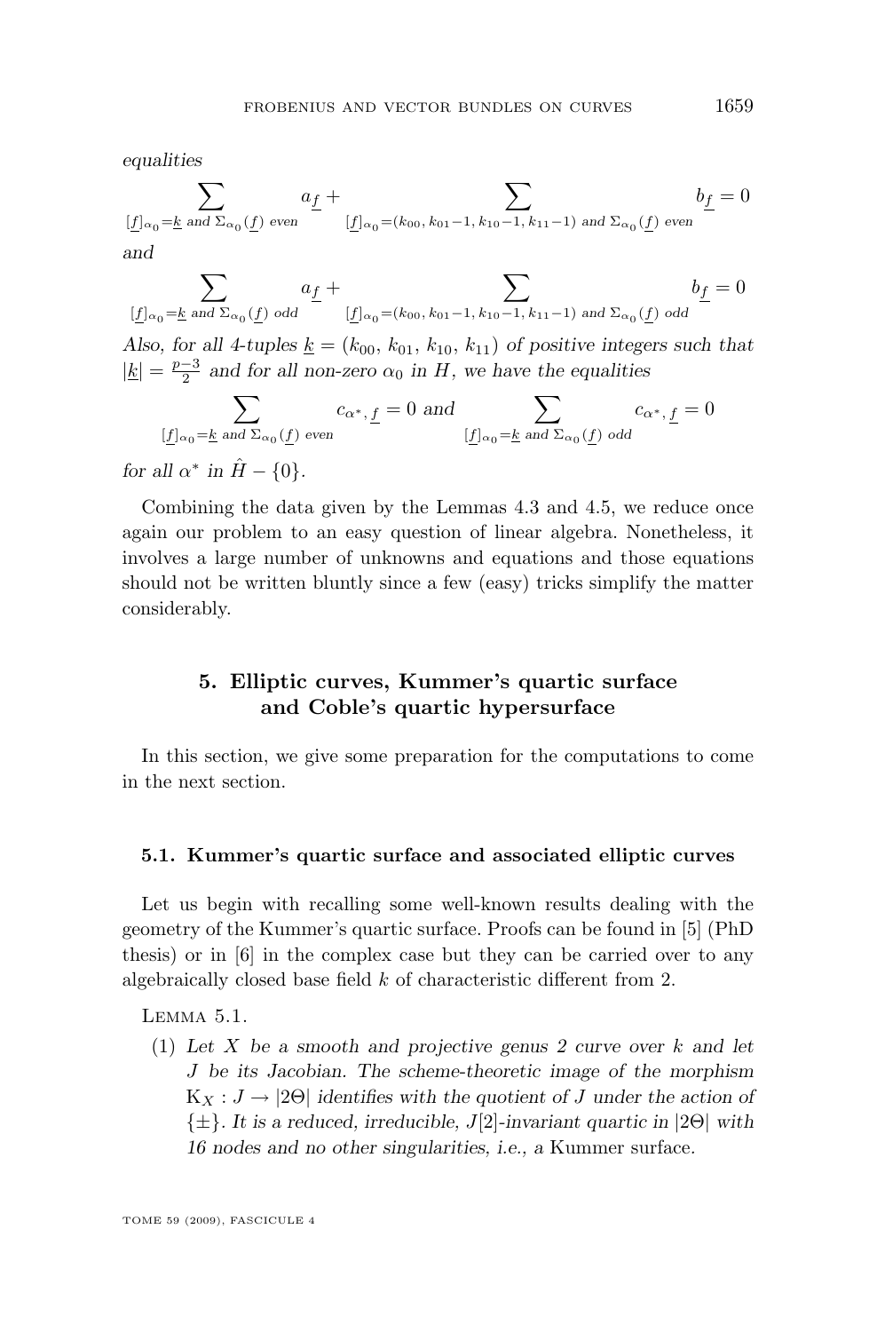*equalities*

$$\sum_{[\underline{f}]_{\alpha_0}=\underline{k} \text{ and } \Sigma_{\alpha_0}(\underline{f}) \text{ even}} a_{\underline{f}} + \sum_{[\underline{f}]_{\alpha_0}=(k_{00},\, k_{01}-1,\, k_{10}-1,\, k_{11}-1) \text{ and } \Sigma_{\alpha_0}(\underline{f}) \text{ even}} b_{\underline{f}} = 0$$

*and*

$$\sum_{[\underline{f}]_{\alpha_0}=\underline{k} \text{ and } \Sigma_{\alpha_0}(\underline{f}) \text{ odd}} a_{\underline{f}} + \sum_{[\underline{f}]_{\alpha_0}=(k_{00},\, k_{01}-1,\, k_{10}-1,\, k_{11}-1) \text{ and } \Sigma_{\alpha_0}(\underline{f}) \text{ odd}} b_{\underline{f}} = 0$$

*Also, for all 4-tuples $\underline{k} = (k_{00}, k_{01}, k_{10}, k_{11})$ of positive integers such that $|\underline{k}| = \frac{p-3}{2}$ and for all non-zero $\alpha_0$ in $H$, we have the equalities*

$$\sum_{[\underline{f}]_{\alpha_0}=\underline{k} \text{ and } \Sigma_{\alpha_0}(\underline{f}) \text{ even}} c_{\alpha^*,\,\underline{f}} = 0 \text{ and } \sum_{[\underline{f}]_{\alpha_0}=\underline{k} \text{ and } \Sigma_{\alpha_0}(\underline{f}) \text{ odd}} c_{\alpha^*,\,\underline{f}} = 0$$

*for all $\alpha^*$ in $\hat{H} - \{0\}$.*

Combining the data given by the Lemmas 4.3 and 4.5, we reduce once again our problem to an easy question of linear algebra. Nonetheless, it involves a large number of unknowns and equations and those equations should not be written bluntly since a few (easy) tricks simplify the matter considerably.

## 5. Elliptic curves, Kummer's quartic surface and Coble's quartic hypersurface

In this section, we give some preparation for the computations to come in the next section.

### 5.1. Kummer's quartic surface and associated elliptic curves

Let us begin with recalling some well-known results dealing with the geometry of the Kummer's quartic surface. Proofs can be found in [5] (PhD thesis) or in [6] in the complex case but they can be carried over to any algebraically closed base field $k$ of characteristic different from 2.

Lemma 5.1.

(1) *Let $X$ be a smooth and projective genus 2 curve over $k$ and let $J$ be its Jacobian. The scheme-theoretic image of the morphism $\mathrm{K}_X : J \to |2\Theta|$ identifies with the quotient of $J$ under the action of $\{\pm\}$. It is a reduced, irreducible, $J[2]$-invariant quartic in $|2\Theta|$ with 16 nodes and no other singularities, i.e., a* Kummer surface.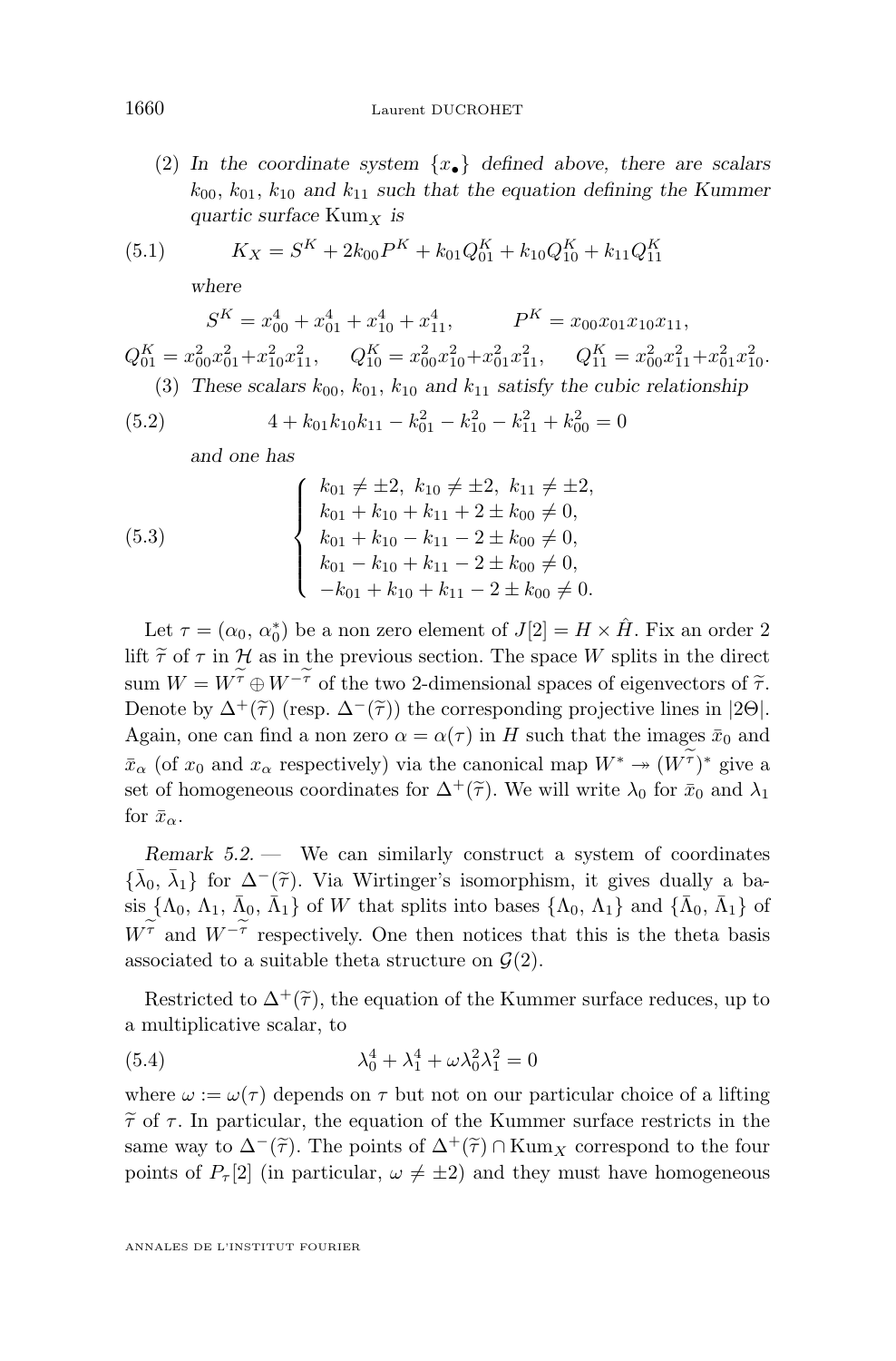(2) *In the coordinate system $\{x_\bullet\}$ defined above, there are scalars $k_{00}$, $k_{01}$, $k_{10}$ and $k_{11}$ such that the equation defining the Kummer quartic surface* $\mathrm{Kum}_X$ *is*

$$K_X = S^K + 2k_{00}P^K + k_{01}Q^K_{01} + k_{10}Q^K_{10} + k_{11}Q^K_{11} \tag{5.1}$$

*where*

$$S^K = x_{00}^4 + x_{01}^4 + x_{10}^4 + x_{11}^4, \qquad P^K = x_{00}x_{01}x_{10}x_{11},$$

$$Q^K_{01} = x_{00}^2x_{01}^2 + x_{10}^2x_{11}^2, \quad Q^K_{10} = x_{00}^2x_{10}^2 + x_{01}^2x_{11}^2, \quad Q^K_{11} = x_{00}^2x_{11}^2 + x_{01}^2x_{10}^2.$$

(3) *These scalars $k_{00}$, $k_{01}$, $k_{10}$ and $k_{11}$ satisfy the cubic relationship*

$$4 + k_{01}k_{10}k_{11} - k_{01}^2 - k_{10}^2 - k_{11}^2 + k_{00}^2 = 0 \tag{5.2}$$

*and one has*

$$\begin{cases} k_{01} \neq \pm 2,\ k_{10} \neq \pm 2,\ k_{11} \neq \pm 2, \\ k_{01} + k_{10} + k_{11} + 2 \pm k_{00} \neq 0, \\ k_{01} + k_{10} - k_{11} - 2 \pm k_{00} \neq 0, \\ k_{01} - k_{10} + k_{11} - 2 \pm k_{00} \neq 0, \\ -k_{01} + k_{10} + k_{11} - 2 \pm k_{00} \neq 0. \end{cases} \tag{5.3}$$

Let $\tau = (\alpha_0, \alpha_0^*)$ be a non zero element of $J[2] = H \times \hat{H}$. Fix an order 2 lift $\widetilde{\tau}$ of $\tau$ in $\mathcal{H}$ as in the previous section. The space $W$ splits in the direct sum $W = W^{\widetilde{\tau}} \oplus W^{-\widetilde{\tau}}$ of the two 2-dimensional spaces of eigenvectors of $\widetilde{\tau}$. Denote by $\Delta^+(\widetilde{\tau})$ (resp. $\Delta^-(\widetilde{\tau})$) the corresponding projective lines in $|2\Theta|$. Again, one can find a non zero $\alpha = \alpha(\tau)$ in $H$ such that the images $\bar{x}_0$ and $\bar{x}_\alpha$ (of $x_0$ and $x_\alpha$ respectively) via the canonical map $W^* \twoheadrightarrow (W^{\widetilde{\tau}})^*$ give a set of homogeneous coordinates for $\Delta^+(\widetilde{\tau})$. We will write $\lambda_0$ for $\bar{x}_0$ and $\lambda_1$ for $\bar{x}_\alpha$.

*Remark 5.2.* — We can similarly construct a system of coordinates $\{\bar{\lambda}_0, \bar{\lambda}_1\}$ for $\Delta^-(\widetilde{\tau})$. Via Wirtinger's isomorphism, it gives dually a basis $\{\Lambda_0, \Lambda_1, \bar{\Lambda}_0, \bar{\Lambda}_1\}$ of $W$ that splits into bases $\{\Lambda_0, \Lambda_1\}$ and $\{\bar{\Lambda}_0, \bar{\Lambda}_1\}$ of $W^{\widetilde{\tau}}$ and $W^{-\widetilde{\tau}}$ respectively. One then notices that this is the theta basis associated to a suitable theta structure on $\mathcal{G}(2)$.

Restricted to $\Delta^+(\widetilde{\tau})$, the equation of the Kummer surface reduces, up to a multiplicative scalar, to

$$\lambda_0^4 + \lambda_1^4 + \omega\lambda_0^2\lambda_1^2 = 0 \tag{5.4}$$

where $\omega := \omega(\tau)$ depends on $\tau$ but not on our particular choice of a lifting $\widetilde{\tau}$ of $\tau$. In particular, the equation of the Kummer surface restricts in the same way to $\Delta^-(\widetilde{\tau})$. The points of $\Delta^+(\widetilde{\tau}) \cap \mathrm{Kum}_X$ correspond to the four points of $P_\tau[2]$ (in particular, $\omega \neq \pm 2$) and they must have homogeneous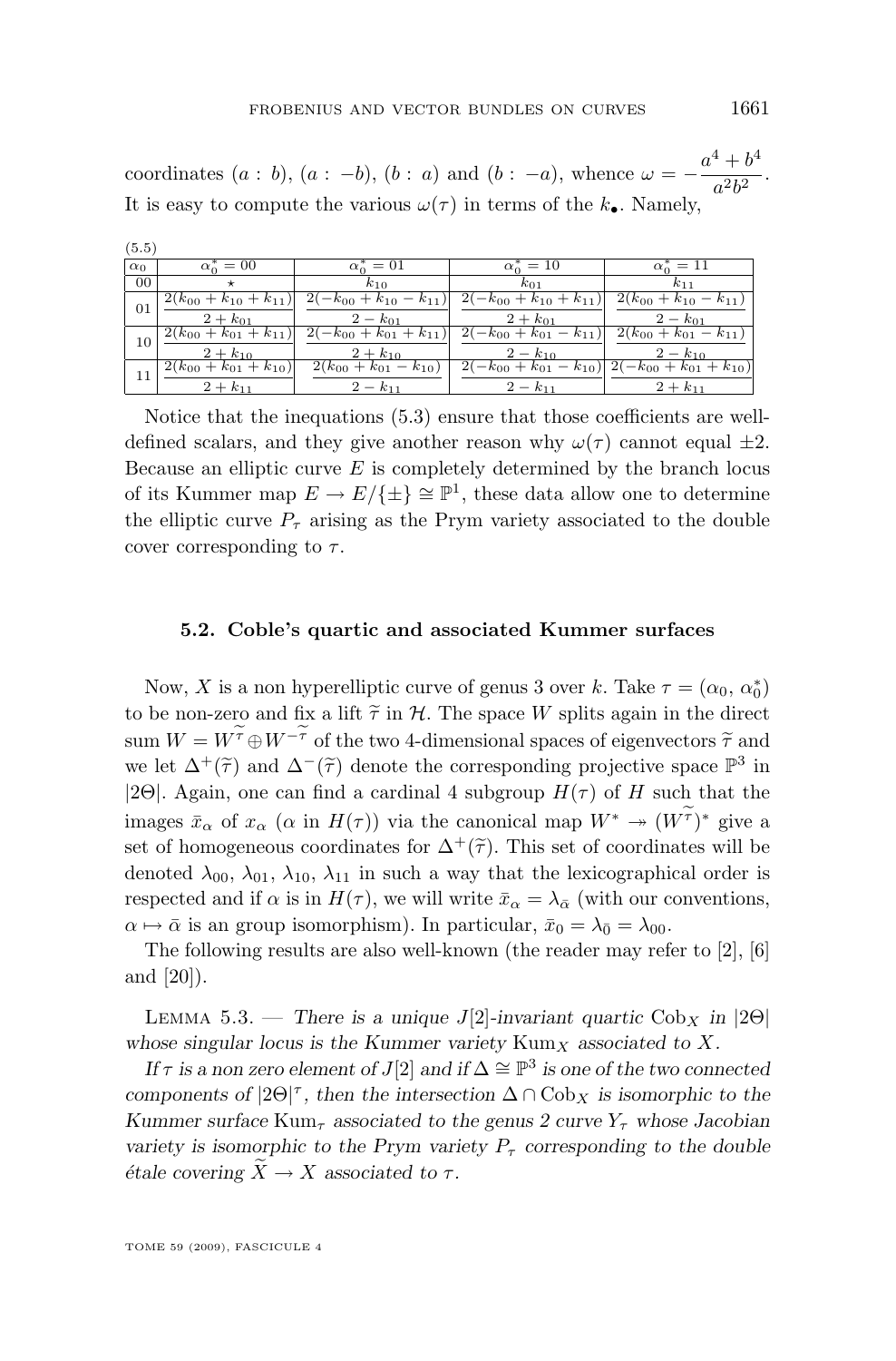coordinates $(a : b)$, $(a : -b)$, $(b : a)$ and $(b : -a)$, whence $\omega = -\dfrac{a^4+b^4}{a^2b^2}$. It is easy to compute the various $\omega(\tau)$ in terms of the $k_\bullet$. Namely,

(5.5)

| $\alpha_0$ | $\alpha_0^* = 00$ | $\alpha_0^* = 01$ | $\alpha_0^* = 10$ | $\alpha_0^* = 11$ |
|---|---|---|---|---|
| 00 | $\star$ | $k_{10}$ | $k_{01}$ | $k_{11}$ |
| 01 | $\dfrac{2(k_{00}+k_{10}+k_{11})}{2+k_{01}}$ | $\dfrac{2(-k_{00}+k_{10}-k_{11})}{2-k_{01}}$ | $\dfrac{2(-k_{00}+k_{10}+k_{11})}{2+k_{01}}$ | $\dfrac{2(k_{00}+k_{10}-k_{11})}{2-k_{01}}$ |
| 10 | $\dfrac{2(k_{00}+k_{01}+k_{11})}{2+k_{10}}$ | $\dfrac{2(-k_{00}+k_{01}+k_{11})}{2+k_{10}}$ | $\dfrac{2(-k_{00}+k_{01}-k_{11})}{2-k_{10}}$ | $\dfrac{2(k_{00}+k_{01}-k_{11})}{2-k_{10}}$ |
| 11 | $\dfrac{2(k_{00}+k_{01}+k_{10})}{2+k_{11}}$ | $\dfrac{2(k_{00}+k_{01}-k_{10})}{2-k_{11}}$ | $\dfrac{2(-k_{00}+k_{01}-k_{10})}{2-k_{11}}$ | $\dfrac{2(-k_{00}+k_{01}+k_{10})}{2+k_{11}}$ |

Notice that the inequations (5.3) ensure that those coefficients are well-defined scalars, and they give another reason why $\omega(\tau)$ cannot equal $\pm 2$. Because an elliptic curve $E$ is completely determined by the branch locus of its Kummer map $E \to E/\{\pm\} \cong \mathbb{P}^1$, these data allow one to determine the elliptic curve $P_\tau$ arising as the Prym variety associated to the double cover corresponding to $\tau$.

### 5.2. Coble's quartic and associated Kummer surfaces

Now, $X$ is a non hyperelliptic curve of genus 3 over $k$. Take $\tau = (\alpha_0, \alpha_0^*)$ to be non-zero and fix a lift $\widetilde{\tau}$ in $\mathcal{H}$. The space $W$ splits again in the direct sum $W = W^{\widetilde{\tau}} \oplus W^{-\widetilde{\tau}}$ of the two 4-dimensional spaces of eigenvectors $\widetilde{\tau}$ and we let $\Delta^+(\widetilde{\tau})$ and $\Delta^-(\widetilde{\tau})$ denote the corresponding projective space $\mathbb{P}^3$ in $|2\Theta|$. Again, one can find a cardinal 4 subgroup $H(\tau)$ of $H$ such that the images $\bar{x}_\alpha$ of $x_\alpha$ ($\alpha$ in $H(\tau)$) via the canonical map $W^* \twoheadrightarrow (W^{\widetilde{\tau}})^*$ give a set of homogeneous coordinates for $\Delta^+(\widetilde{\tau})$. This set of coordinates will be denoted $\lambda_{00}$, $\lambda_{01}$, $\lambda_{10}$, $\lambda_{11}$ in such a way that the lexicographical order is respected and if $\alpha$ is in $H(\tau)$, we will write $\bar{x}_\alpha = \lambda_{\bar{\alpha}}$ (with our conventions, $\alpha \mapsto \bar{\alpha}$ is an group isomorphism). In particular, $\bar{x}_0 = \lambda_{\bar{0}} = \lambda_{00}$.

The following results are also well-known (the reader may refer to [2], [6] and [20]).

Lemma 5.3. — *There is a unique $J[2]$-invariant quartic $\mathrm{Cob}_X$ in $|2\Theta|$ whose singular locus is the Kummer variety $\mathrm{Kum}_X$ associated to $X$.*

*If $\tau$ is a non zero element of $J[2]$ and if $\Delta \cong \mathbb{P}^3$ is one of the two connected components of $|2\Theta|^\tau$, then the intersection $\Delta \cap \mathrm{Cob}_X$ is isomorphic to the Kummer surface $\mathrm{Kum}_\tau$ associated to the genus 2 curve $Y_\tau$ whose Jacobian variety is isomorphic to the Prym variety $P_\tau$ corresponding to the double étale covering $\widetilde{X} \to X$ associated to $\tau$.*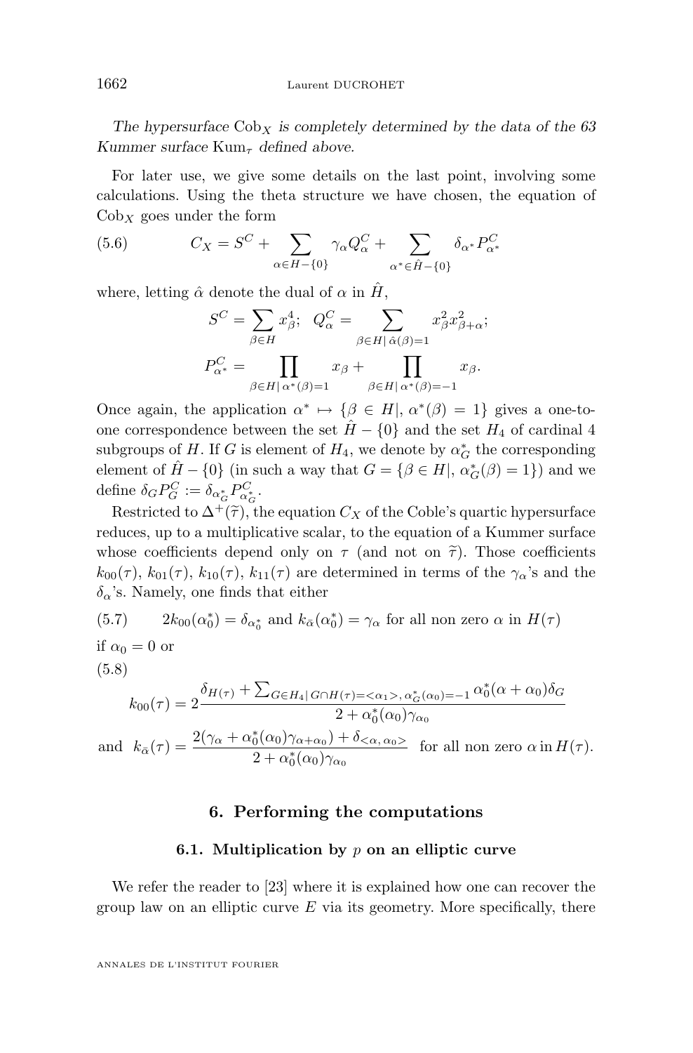*The hypersurface* $\mathrm{Cob}_X$ *is completely determined by the data of the 63 Kummer surface* $\mathrm{Kum}_\tau$ *defined above.*

For later use, we give some details on the last point, involving some calculations. Using the theta structure we have chosen, the equation of $\mathrm{Cob}_X$ goes under the form

$$C_X = S^C + \sum_{\alpha \in H - \{0\}} \gamma_\alpha Q^C_\alpha + \sum_{\alpha^* \in \hat{H} - \{0\}} \delta_{\alpha^*} P^C_{\alpha^*} \tag{5.6}$$

where, letting $\hat{\alpha}$ denote the dual of $\alpha$ in $\hat{H}$,

$$S^C = \sum_{\beta \in H} x^4_\beta; \quad Q^C_\alpha = \sum_{\beta \in H |\, \hat{\alpha}(\beta)=1} x^2_\beta x^2_{\beta+\alpha};$$

$$P^C_{\alpha^*} = \prod_{\beta \in H |\, \alpha^*(\beta)=1} x_\beta + \prod_{\beta \in H |\, \alpha^*(\beta)=-1} x_\beta.$$

Once again, the application $\alpha^* \mapsto \{\beta \in H |,\ \alpha^*(\beta) = 1\}$ gives a one-to-one correspondence between the set $\hat{H} - \{0\}$ and the set $H_4$ of cardinal 4 subgroups of $H$. If $G$ is element of $H_4$, we denote by $\alpha^*_G$ the corresponding element of $\hat{H} - \{0\}$ (in such a way that $G = \{\beta \in H |,\ \alpha^*_G(\beta) = 1\}$) and we define $\delta_G P^C_G := \delta_{\alpha^*_G} P^C_{\alpha^*_G}$.

Restricted to $\Delta^+(\widetilde{\tau})$, the equation $C_X$ of the Coble's quartic hypersurface reduces, up to a multiplicative scalar, to the equation of a Kummer surface whose coefficients depend only on $\tau$ (and not on $\widetilde{\tau}$). Those coefficients $k_{00}(\tau)$, $k_{01}(\tau)$, $k_{10}(\tau)$, $k_{11}(\tau)$ are determined in terms of the $\gamma_\alpha$'s and the $\delta_\alpha$'s. Namely, one finds that either

$$2k_{00}(\alpha^*_0) = \delta_{\alpha^*_0} \text{ and } k_{\bar{\alpha}}(\alpha^*_0) = \gamma_\alpha \text{ for all non zero } \alpha \text{ in } H(\tau) \tag{5.7}$$

if $\alpha_0 = 0$ or

(5.8)

$$k_{00}(\tau) = 2\frac{\delta_{H(\tau)} + \sum_{G \in H_4 |\, G \cap H(\tau) = <\alpha_1>,\, \alpha^*_G(\alpha_0)=-1} \alpha^*_0(\alpha + \alpha_0)\delta_G}{2 + \alpha^*_0(\alpha_0)\gamma_{\alpha_0}}$$

$$\text{and} \quad k_{\bar{\alpha}}(\tau) = \frac{2(\gamma_\alpha + \alpha^*_0(\alpha_0)\gamma_{\alpha+\alpha_0}) + \delta_{<\alpha,\,\alpha_0>}}{2 + \alpha^*_0(\alpha_0)\gamma_{\alpha_0}} \quad \text{for all non zero } \alpha \text{ in } H(\tau).$$

## 6. Performing the computations

### 6.1. Multiplication by $p$ on an elliptic curve

We refer the reader to [23] where it is explained how one can recover the group law on an elliptic curve $E$ via its geometry. More specifically, there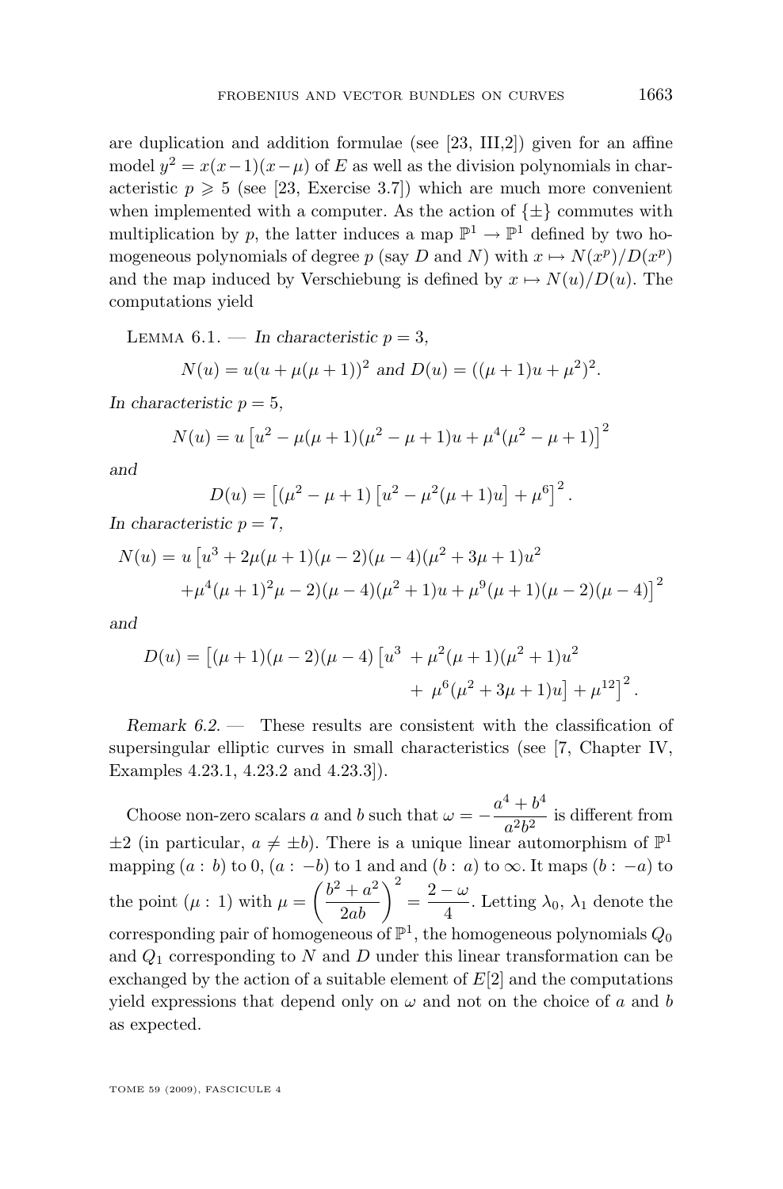are duplication and addition formulae (see [23, III,2]) given for an affine model $y^2 = x(x-1)(x-\mu)$ of $E$ as well as the division polynomials in characteristic $p \geqslant 5$ (see [23, Exercise 3.7]) which are much more convenient when implemented with a computer. As the action of $\{\pm\}$ commutes with multiplication by $p$, the latter induces a map $\mathbb{P}^1 \to \mathbb{P}^1$ defined by two homogeneous polynomials of degree $p$ (say $D$ and $N$) with $x \mapsto N(x^p)/D(x^p)$ and the map induced by Verschiebung is defined by $x \mapsto N(u)/D(u)$. The computations yield

Lemma 6.1. — *In characteristic $p = 3$,*

$$N(u) = u(u + \mu(\mu+1))^2 \text{ and } D(u) = ((\mu+1)u + \mu^2)^2.$$

*In characteristic $p = 5$,*

$$N(u) = u\left[u^2 - \mu(\mu+1)(\mu^2 - \mu + 1)u + \mu^4(\mu^2 - \mu + 1)\right]^2$$

*and*

$$D(u) = \left[(\mu^2 - \mu + 1)\left[u^2 - \mu^2(\mu+1)u\right] + \mu^6\right]^2.$$

*In characteristic $p = 7$,*

$$\begin{aligned} N(u) = u\,&\left[u^3 + 2\mu(\mu+1)(\mu-2)(\mu-4)(\mu^2+3\mu+1)u^2\right. \\ &\left. + \mu^4(\mu+1)^2\mu - 2)(\mu-4)(\mu^2+1)u + \mu^9(\mu+1)(\mu-2)(\mu-4)\right]^2 \end{aligned}$$

*and*

$$\begin{aligned} D(u) = \Big[(\mu+1)(\mu-2)(\mu-4)\,&\big[u^3 + \mu^2(\mu+1)(\mu^2+1)u^2 \\ &+ \mu^6(\mu^2+3\mu+1)u\big] + \mu^{12}\Big]^2. \end{aligned}$$

*Remark 6.2.* — These results are consistent with the classification of supersingular elliptic curves in small characteristics (see [7, Chapter IV, Examples 4.23.1, 4.23.2 and 4.23.3]).

Choose non-zero scalars $a$ and $b$ such that $\omega = -\dfrac{a^4+b^4}{a^2b^2}$ is different from $\pm 2$ (in particular, $a \neq \pm b$). There is a unique linear automorphism of $\mathbb{P}^1$ mapping $(a : b)$ to $0$, $(a : -b)$ to $1$ and and $(b : a)$ to $\infty$. It maps $(b : -a)$ to the point $(\mu : 1)$ with $\mu = \left(\dfrac{b^2+a^2}{2ab}\right)^2 = \dfrac{2-\omega}{4}$. Letting $\lambda_0$, $\lambda_1$ denote the corresponding pair of homogeneous of $\mathbb{P}^1$, the homogeneous polynomials $Q_0$ and $Q_1$ corresponding to $N$ and $D$ under this linear transformation can be exchanged by the action of a suitable element of $E[2]$ and the computations yield expressions that depend only on $\omega$ and not on the choice of $a$ and $b$ as expected.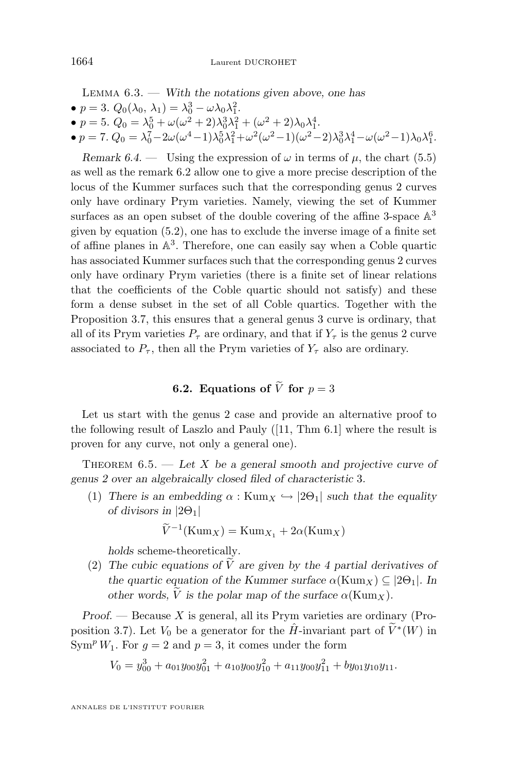**Lemma 6.3.** — *With the notations given above, one has*

- $p = 3$. $Q_0(\lambda_0, \lambda_1) = \lambda_0^3 - \omega\lambda_0\lambda_1^2$.
- $p = 5$. $Q_0 = \lambda_0^5 + \omega(\omega^2+2)\lambda_0^3\lambda_1^2 + (\omega^2+2)\lambda_0\lambda_1^4$.
- $p = 7$. $Q_0 = \lambda_0^7 - 2\omega(\omega^4-1)\lambda_0^5\lambda_1^2 + \omega^2(\omega^2-1)(\omega^2-2)\lambda_0^3\lambda_1^4 - \omega(\omega^2-1)\lambda_0\lambda_1^6$.

*Remark 6.4.* — Using the expression of $\omega$ in terms of $\mu$, the chart (5.5) as well as the remark 6.2 allow one to give a more precise description of the locus of the Kummer surfaces such that the corresponding genus 2 curves only have ordinary Prym varieties. Namely, viewing the set of Kummer surfaces as an open subset of the double covering of the affine 3-space $\mathbb{A}^3$ given by equation (5.2), one has to exclude the inverse image of a finite set of affine planes in $\mathbb{A}^3$. Therefore, one can easily say when a Coble quartic has associated Kummer surfaces such that the corresponding genus 2 curves only have ordinary Prym varieties (there is a finite set of linear relations that the coefficients of the Coble quartic should not satisfy) and these form a dense subset in the set of all Coble quartics. Together with the Proposition 3.7, this ensures that a general genus 3 curve is ordinary, that all of its Prym varieties $P_\tau$ are ordinary, and that if $Y_\tau$ is the genus 2 curve associated to $P_\tau$, then all the Prym varieties of $Y_\tau$ also are ordinary.

## 6.2. Equations of $\widetilde{V}$ for $p = 3$

Let us start with the genus 2 case and provide an alternative proof to the following result of Laszlo and Pauly ([11, Thm 6.1] where the result is proven for any curve, not only a general one).

**Theorem 6.5.** — *Let $X$ be a general smooth and projective curve of genus 2 over an algebraically closed filed of characteristic 3.*

1. *There is an embedding $\alpha : \mathrm{Kum}_X \hookrightarrow |2\Theta_1|$ such that the equality of divisors in $|2\Theta_1|$*
$$\widetilde{V}^{-1}(\mathrm{Kum}_X) = \mathrm{Kum}_{X_1} + 2\alpha(\mathrm{Kum}_X)$$
*holds* scheme-theoretically.
2. *The cubic equations of $\widetilde{V}$ are given by the 4 partial derivatives of the quartic equation of the Kummer surface $\alpha(\mathrm{Kum}_X) \subseteq |2\Theta_1|$. In other words, $\widetilde{V}$ is the polar map of the surface $\alpha(\mathrm{Kum}_X)$.*

*Proof.* — Because $X$ is general, all its Prym varieties are ordinary (Proposition 3.7). Let $V_0$ be a generator for the $\hat{H}$-invariant part of $\widetilde{V}^*(W)$ in $\mathrm{Sym}^p W_1$. For $g = 2$ and $p = 3$, it comes under the form

$$V_0 = y_{00}^3 + a_{01}y_{00}y_{01}^2 + a_{10}y_{00}y_{10}^2 + a_{11}y_{00}y_{11}^2 + by_{01}y_{10}y_{11}.$$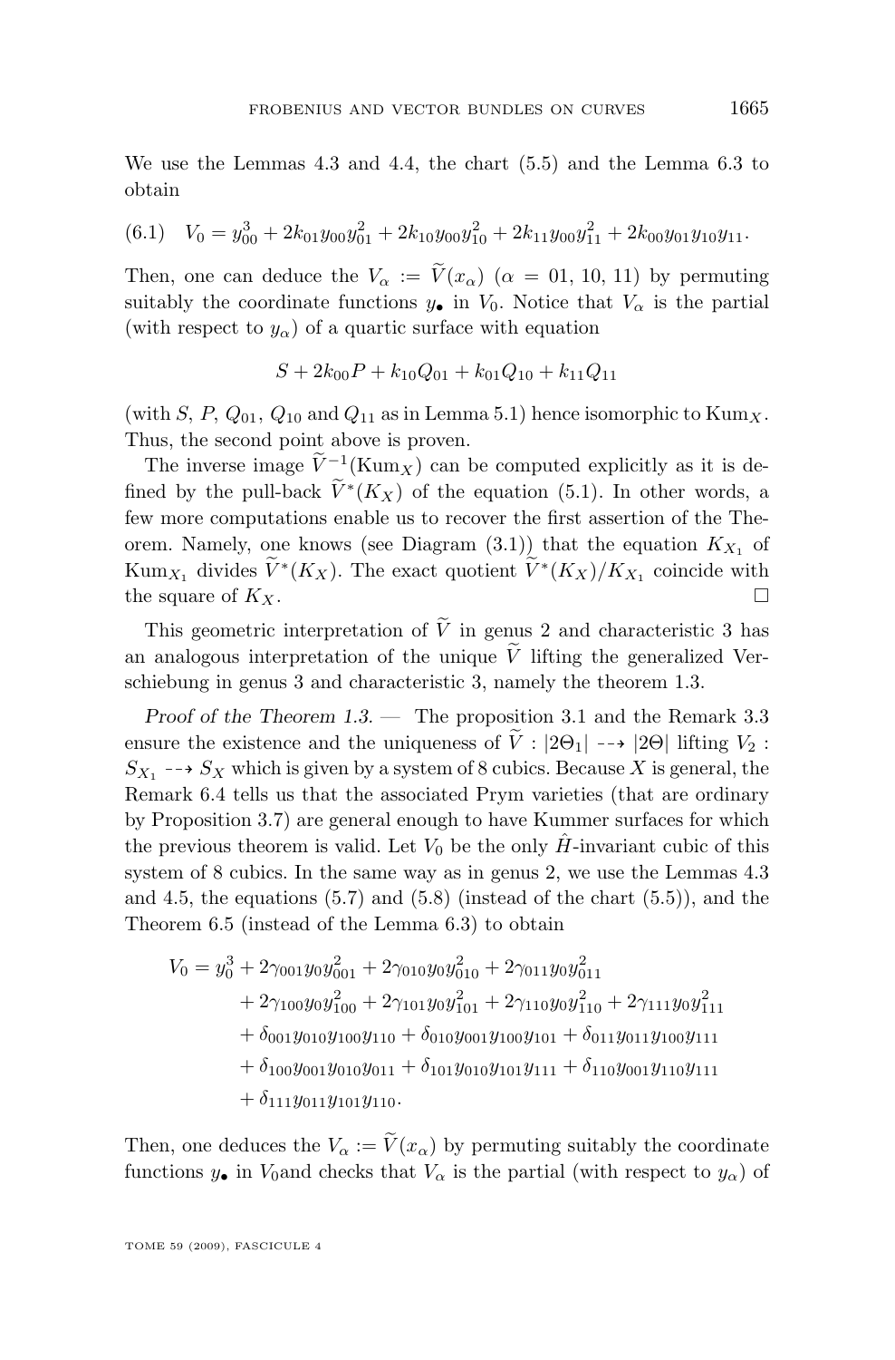We use the Lemmas 4.3 and 4.4, the chart (5.5) and the Lemma 6.3 to obtain

$$V_0 = y_{00}^3 + 2k_{01}y_{00}y_{01}^2 + 2k_{10}y_{00}y_{10}^2 + 2k_{11}y_{00}y_{11}^2 + 2k_{00}y_{01}y_{10}y_{11}. \tag{6.1}$$

Then, one can deduce the $V_\alpha := \widetilde{V}(x_\alpha)$ ($\alpha$ = 01, 10, 11) by permuting suitably the coordinate functions $y_\bullet$ in $V_0$. Notice that $V_\alpha$ is the partial (with respect to $y_\alpha$) of a quartic surface with equation

$$S + 2k_{00}P + k_{10}Q_{01} + k_{01}Q_{10} + k_{11}Q_{11}$$

(with $S$, $P$, $Q_{01}$, $Q_{10}$ and $Q_{11}$ as in Lemma 5.1) hence isomorphic to $\mathrm{Kum}_X$. Thus, the second point above is proven.

The inverse image $\widetilde{V}^{-1}(\mathrm{Kum}_X)$ can be computed explicitly as it is defined by the pull-back $\widetilde{V}^*(K_X)$ of the equation (5.1). In other words, a few more computations enable us to recover the first assertion of the Theorem. Namely, one knows (see Diagram (3.1)) that the equation $K_{X_1}$ of $\mathrm{Kum}_{X_1}$ divides $\widetilde{V}^*(K_X)$. The exact quotient $\widetilde{V}^*(K_X)/K_{X_1}$ coincide with the square of $K_X$. □

This geometric interpretation of $\widetilde{V}$ in genus 2 and characteristic 3 has an analogous interpretation of the unique $\widetilde{V}$ lifting the generalized Verschiebung in genus 3 and characteristic 3, namely the theorem 1.3.

*Proof of the Theorem 1.3.* — The proposition 3.1 and the Remark 3.3 ensure the existence and the uniqueness of $\widetilde{V} : |2\Theta_1| \dashrightarrow |2\Theta|$ lifting $V_2 : S_{X_1} \dashrightarrow S_X$ which is given by a system of 8 cubics. Because $X$ is general, the Remark 6.4 tells us that the associated Prym varieties (that are ordinary by Proposition 3.7) are general enough to have Kummer surfaces for which the previous theorem is valid. Let $V_0$ be the only $\hat{H}$-invariant cubic of this system of 8 cubics. In the same way as in genus 2, we use the Lemmas 4.3 and 4.5, the equations (5.7) and (5.8) (instead of the chart (5.5)), and the Theorem 6.5 (instead of the Lemma 6.3) to obtain

$$\begin{aligned}
V_0 = y_0^3 &+ 2\gamma_{001}y_0y_{001}^2 + 2\gamma_{010}y_0y_{010}^2 + 2\gamma_{011}y_0y_{011}^2 \\
&+ 2\gamma_{100}y_0y_{100}^2 + 2\gamma_{101}y_0y_{101}^2 + 2\gamma_{110}y_0y_{110}^2 + 2\gamma_{111}y_0y_{111}^2 \\
&+ \delta_{001}y_{010}y_{100}y_{110} + \delta_{010}y_{001}y_{100}y_{101} + \delta_{011}y_{011}y_{100}y_{111} \\
&+ \delta_{100}y_{001}y_{010}y_{011} + \delta_{101}y_{010}y_{101}y_{111} + \delta_{110}y_{001}y_{110}y_{111} \\
&+ \delta_{111}y_{011}y_{101}y_{110}.
\end{aligned}$$

Then, one deduces the $V_\alpha := \widetilde{V}(x_\alpha)$ by permuting suitably the coordinate functions $y_\bullet$ in $V_0$and checks that $V_\alpha$ is the partial (with respect to $y_\alpha$) of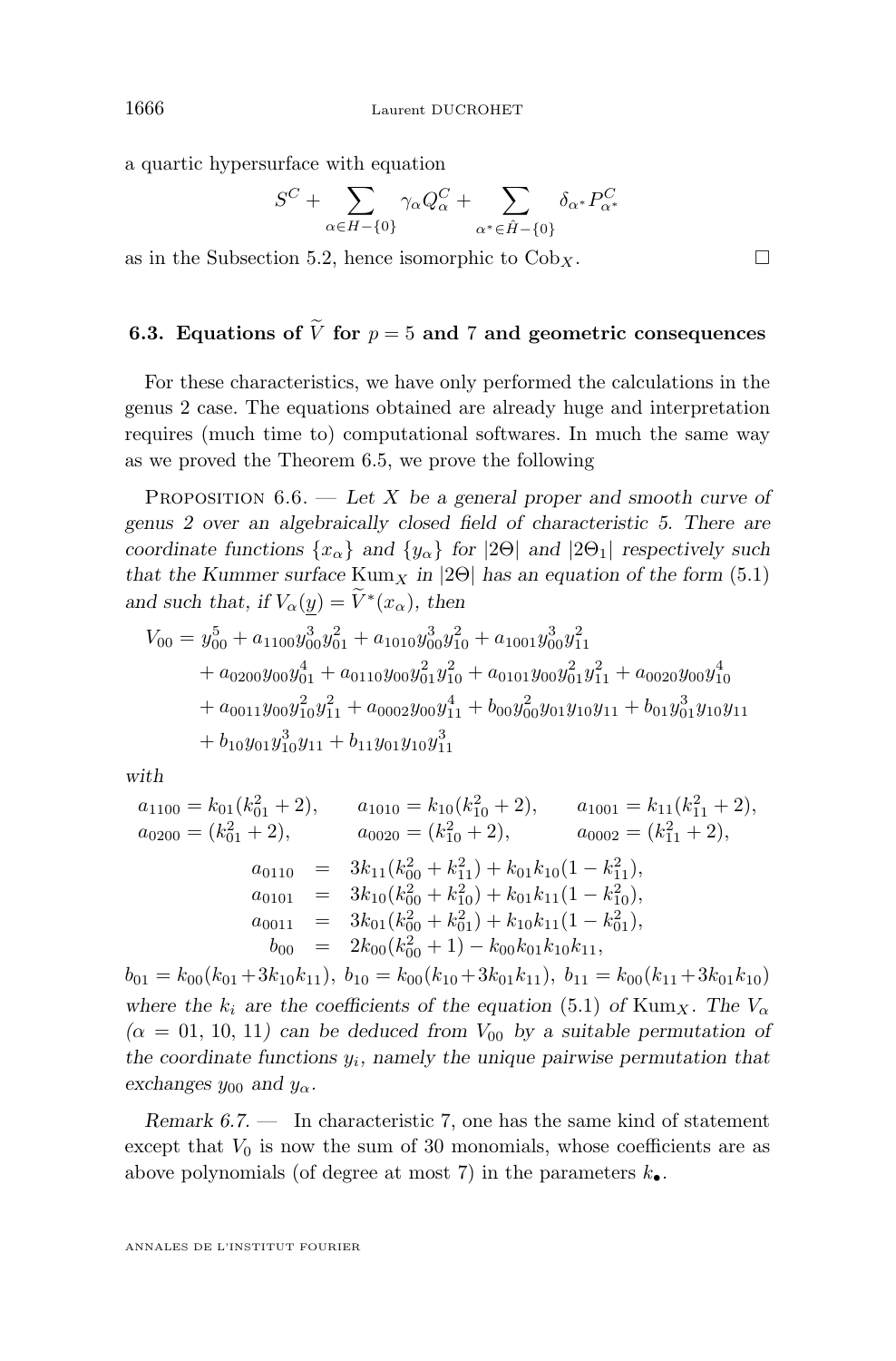a quartic hypersurface with equation

$$S^C + \sum_{\alpha\in H-\{0\}} \gamma_\alpha Q^C_\alpha + \sum_{\alpha^*\in \hat{H}-\{0\}} \delta_{\alpha^*} P^C_{\alpha^*}$$

as in the Subsection 5.2, hence isomorphic to $\mathrm{Cob}_X$. □

### 6.3. Equations of $\widetilde{V}$ for $p = 5$ and 7 and geometric consequences

For these characteristics, we have only performed the calculations in the genus 2 case. The equations obtained are already huge and interpretation requires (much time to) computational softwares. In much the same way as we proved the Theorem 6.5, we prove the following

Proposition 6.6. — *Let $X$ be a general proper and smooth curve of genus 2 over an algebraically closed field of characteristic 5. There are coordinate functions $\{x_\alpha\}$ and $\{y_\alpha\}$ for $|2\Theta|$ and $|2\Theta_1|$ respectively such that the Kummer surface $\mathrm{Kum}_X$ in $|2\Theta|$ has an equation of the form (5.1) and such that, if $V_\alpha(\underline{y}) = \widetilde{V}^*(x_\alpha)$, then*

$$\begin{aligned}
V_{00} = {} & y_{00}^5 + a_{1100}y_{00}^3y_{01}^2 + a_{1010}y_{00}^3y_{10}^2 + a_{1001}y_{00}^3y_{11}^2\\
& + a_{0200}y_{00}y_{01}^4 + a_{0110}y_{00}y_{01}^2y_{10}^2 + a_{0101}y_{00}y_{01}^2y_{11}^2 + a_{0020}y_{00}y_{10}^4\\
& + a_{0011}y_{00}y_{10}^2y_{11}^2 + a_{0002}y_{00}y_{11}^4 + b_{00}y_{00}^2y_{01}y_{10}y_{11} + b_{01}y_{01}^3y_{10}y_{11}\\
& + b_{10}y_{01}y_{10}^3y_{11} + b_{11}y_{01}y_{10}y_{11}^3
\end{aligned}$$

*with*

$$\begin{array}{lll}
a_{1100} = k_{01}(k_{01}^2+2), & a_{1010} = k_{10}(k_{10}^2+2), & a_{1001} = k_{11}(k_{11}^2+2),\\
a_{0200} = (k_{01}^2+2), & a_{0020} = (k_{10}^2+2), & a_{0002} = (k_{11}^2+2),
\end{array}$$

$$\begin{aligned}
a_{0110} &= 3k_{11}(k_{00}^2+k_{11}^2) + k_{01}k_{10}(1-k_{11}^2),\\
a_{0101} &= 3k_{10}(k_{00}^2+k_{10}^2) + k_{01}k_{11}(1-k_{10}^2),\\
a_{0011} &= 3k_{01}(k_{00}^2+k_{01}^2) + k_{10}k_{11}(1-k_{01}^2),\\
b_{00} &= 2k_{00}(k_{00}^2+1) - k_{00}k_{01}k_{10}k_{11},
\end{aligned}$$

$b_{01} = k_{00}(k_{01}+3k_{10}k_{11})$, $b_{10} = k_{00}(k_{10}+3k_{01}k_{11})$, $b_{11} = k_{00}(k_{11}+3k_{01}k_{10})$ *where the $k_i$ are the coefficients of the equation (5.1) of $\mathrm{Kum}_X$. The $V_\alpha$ ($\alpha = 01, 10, 11$) can be deduced from $V_{00}$ by a suitable permutation of the coordinate functions $y_i$, namely the unique pairwise permutation that exchanges $y_{00}$ and $y_\alpha$.*

*Remark 6.7.* — In characteristic 7, one has the same kind of statement except that $V_0$ is now the sum of 30 monomials, whose coefficients are as above polynomials (of degree at most 7) in the parameters $k_\bullet$.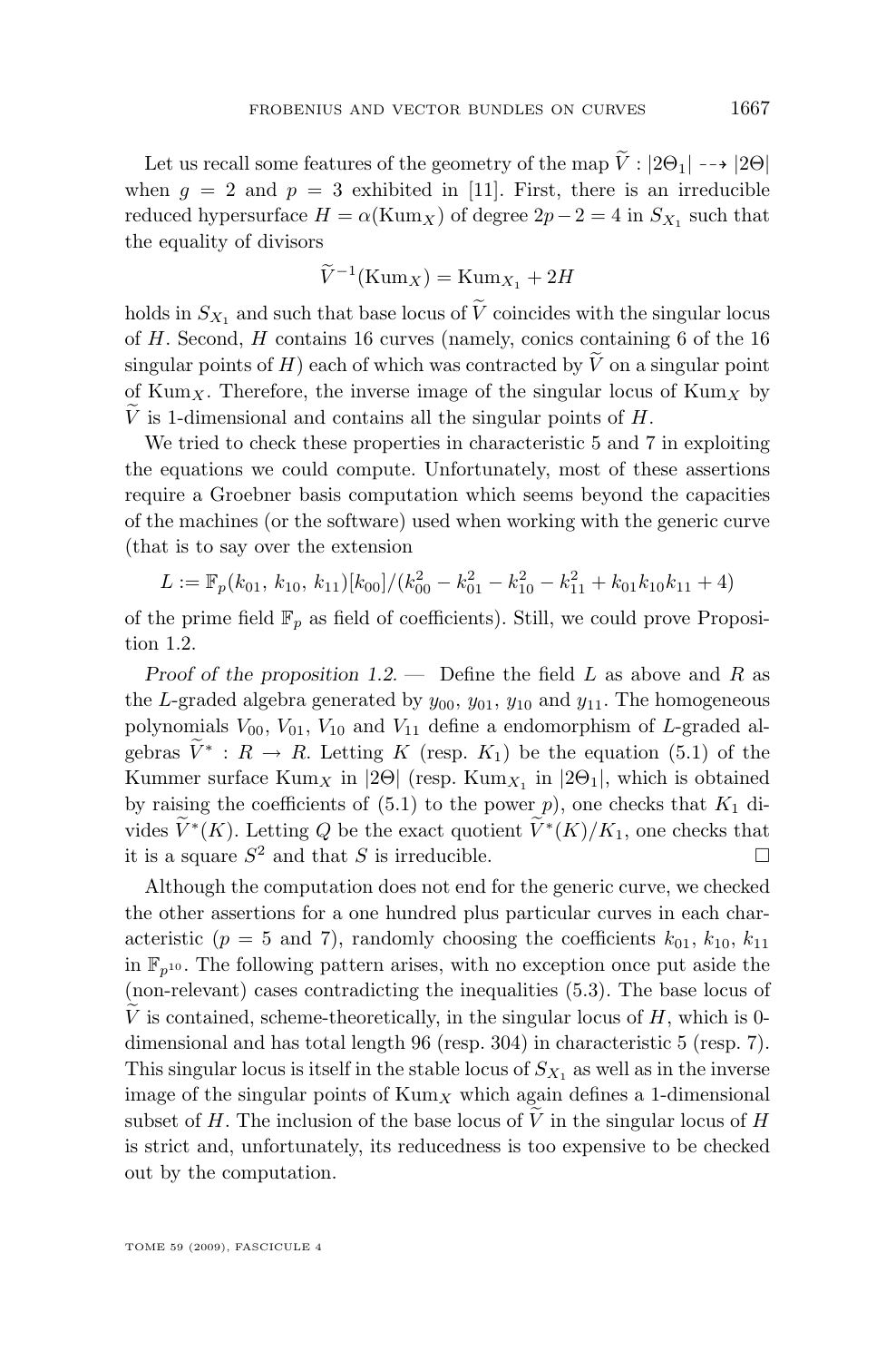Let us recall some features of the geometry of the map $\widetilde{V} : |2\Theta_1| \dashrightarrow |2\Theta|$ when $g = 2$ and $p = 3$ exhibited in [11]. First, there is an irreducible reduced hypersurface $H = \alpha(\mathrm{Kum}_X)$ of degree $2p-2 = 4$ in $S_{X_1}$ such that the equality of divisors

$$\widetilde{V}^{-1}(\mathrm{Kum}_X) = \mathrm{Kum}_{X_1} + 2H$$

holds in $S_{X_1}$ and such that base locus of $\widetilde{V}$ coincides with the singular locus of $H$. Second, $H$ contains 16 curves (namely, conics containing 6 of the 16 singular points of $H$) each of which was contracted by $\widetilde{V}$ on a singular point of $\mathrm{Kum}_X$. Therefore, the inverse image of the singular locus of $\mathrm{Kum}_X$ by $\widetilde{V}$ is 1-dimensional and contains all the singular points of $H$.

We tried to check these properties in characteristic 5 and 7 in exploiting the equations we could compute. Unfortunately, most of these assertions require a Groebner basis computation which seems beyond the capacities of the machines (or the software) used when working with the generic curve (that is to say over the extension

$$L := \mathbb{F}_p(k_{01}, k_{10}, k_{11})[k_{00}]/(k_{00}^2 - k_{01}^2 - k_{10}^2 - k_{11}^2 + k_{01}k_{10}k_{11} + 4)$$

of the prime field $\mathbb{F}_p$ as field of coefficients). Still, we could prove Proposition 1.2.

*Proof of the proposition 1.2.* — Define the field $L$ as above and $R$ as the $L$-graded algebra generated by $y_{00}$, $y_{01}$, $y_{10}$ and $y_{11}$. The homogeneous polynomials $V_{00}$, $V_{01}$, $V_{10}$ and $V_{11}$ define a endomorphism of $L$-graded algebras $\widetilde{V}^* : R \to R$. Letting $K$ (resp. $K_1$) be the equation (5.1) of the Kummer surface $\mathrm{Kum}_X$ in $|2\Theta|$ (resp. $\mathrm{Kum}_{X_1}$ in $|2\Theta_1|$, which is obtained by raising the coefficients of (5.1) to the power $p$), one checks that $K_1$ divides $\widetilde{V}^*(K)$. Letting $Q$ be the exact quotient $\widetilde{V}^*(K)/K_1$, one checks that it is a square $S^2$ and that $S$ is irreducible. □

Although the computation does not end for the generic curve, we checked the other assertions for a one hundred plus particular curves in each characteristic ($p = 5$ and 7), randomly choosing the coefficients $k_{01}$, $k_{10}$, $k_{11}$ in $\mathbb{F}_{p^{10}}$. The following pattern arises, with no exception once put aside the (non-relevant) cases contradicting the inequalities (5.3). The base locus of $\widetilde{V}$ is contained, scheme-theoretically, in the singular locus of $H$, which is 0-dimensional and has total length 96 (resp. 304) in characteristic 5 (resp. 7). This singular locus is itself in the stable locus of $S_{X_1}$ as well as in the inverse image of the singular points of $\mathrm{Kum}_X$ which again defines a 1-dimensional subset of $H$. The inclusion of the base locus of $\widetilde{V}$ in the singular locus of $H$ is strict and, unfortunately, its reducedness is too expensive to be checked out by the computation.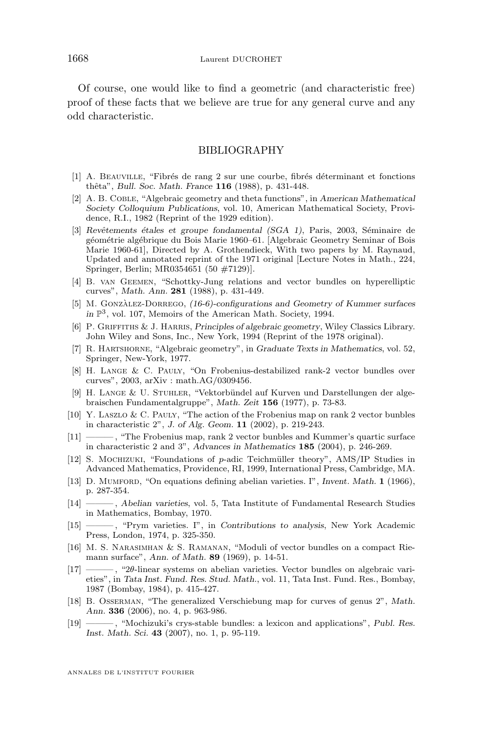Of course, one would like to find a geometric (and characteristic free) proof of these facts that we believe are true for any general curve and any odd characteristic.

## BIBLIOGRAPHY

[1] A. Beauville, "Fibrés de rang 2 sur une courbe, fibrés déterminant et fonctions thêta", *Bull. Soc. Math. France* **116** (1988), p. 431-448.

[2] A. B. Coble, "Algebraic geometry and theta functions", in *American Mathematical Society Colloquium Publications*, vol. 10, American Mathematical Society, Providence, R.I., 1982 (Reprint of the 1929 edition).

[3] *Revêtements étales et groupe fondamental (SGA 1)*, Paris, 2003, Séminaire de géométrie algébrique du Bois Marie 1960–61. [Algebraic Geometry Seminar of Bois Marie 1960-61], Directed by A. Grothendieck, With two papers by M. Raynaud, Updated and annotated reprint of the 1971 original [Lecture Notes in Math., 224, Springer, Berlin; MR0354651 (50 #7129)].

[4] B. van Geemen, "Schottky-Jung relations and vector bundles on hyperelliptic curves", *Math. Ann.* **281** (1988), p. 431-449.

[5] M. Gonzàlez-Dorrego, *(16-6)-configurations and Geometry of Kummer surfaces in* $\mathbb{P}^3$, vol. 107, Memoirs of the American Math. Society, 1994.

[6] P. Griffiths & J. Harris, *Principles of algebraic geometry*, Wiley Classics Library. John Wiley and Sons, Inc., New York, 1994 (Reprint of the 1978 original).

[7] R. Hartshorne, "Algebraic geometry", in *Graduate Texts in Mathematics*, vol. 52, Springer, New-York, 1977.

[8] H. Lange & C. Pauly, "On Frobenius-destabilized rank-2 vector bundles over curves", 2003, arXiv : math.AG/0309456.

[9] H. Lange & U. Stuhler, "Vektorbündel auf Kurven und Darstellungen der algebraischen Fundamentalgruppe", *Math. Zeit* **156** (1977), p. 73-83.

[10] Y. Laszlo & C. Pauly, "The action of the Frobenius map on rank 2 vector bunbles in characteristic 2", *J. of Alg. Geom.* **11** (2002), p. 219-243.

[11] ———, "The Frobenius map, rank 2 vector bunbles and Kummer's quartic surface in characteristic 2 and 3", *Advances in Mathematics* **185** (2004), p. 246-269.

[12] S. Mochizuki, "Foundations of $p$-adic Teichmüller theory", AMS/IP Studies in Advanced Mathematics, Providence, RI, 1999, International Press, Cambridge, MA.

[13] D. Mumford, "On equations defining abelian varieties. I", *Invent. Math.* **1** (1966), p. 287-354.

[14] ———, *Abelian varieties*, vol. 5, Tata Institute of Fundamental Research Studies in Mathematics, Bombay, 1970.

[15] ———, "Prym varieties. I", in *Contributions to analysis*, New York Academic Press, London, 1974, p. 325-350.

[16] M. S. Narasimhan & S. Ramanan, "Moduli of vector bundles on a compact Riemann surface", *Ann. of Math.* **89** (1969), p. 14-51.

[17] ———, "$2\theta$-linear systems on abelian varieties. Vector bundles on algebraic varieties", in *Tata Inst. Fund. Res. Stud. Math.*, vol. 11, Tata Inst. Fund. Res., Bombay, 1987 (Bombay, 1984), p. 415-427.

[18] B. Osserman, "The generalized Verschiebung map for curves of genus 2", *Math. Ann.* **336** (2006), no. 4, p. 963-986.

[19] ———, "Mochizuki's crys-stable bundles: a lexicon and applications", *Publ. Res. Inst. Math. Sci.* **43** (2007), no. 1, p. 95-119.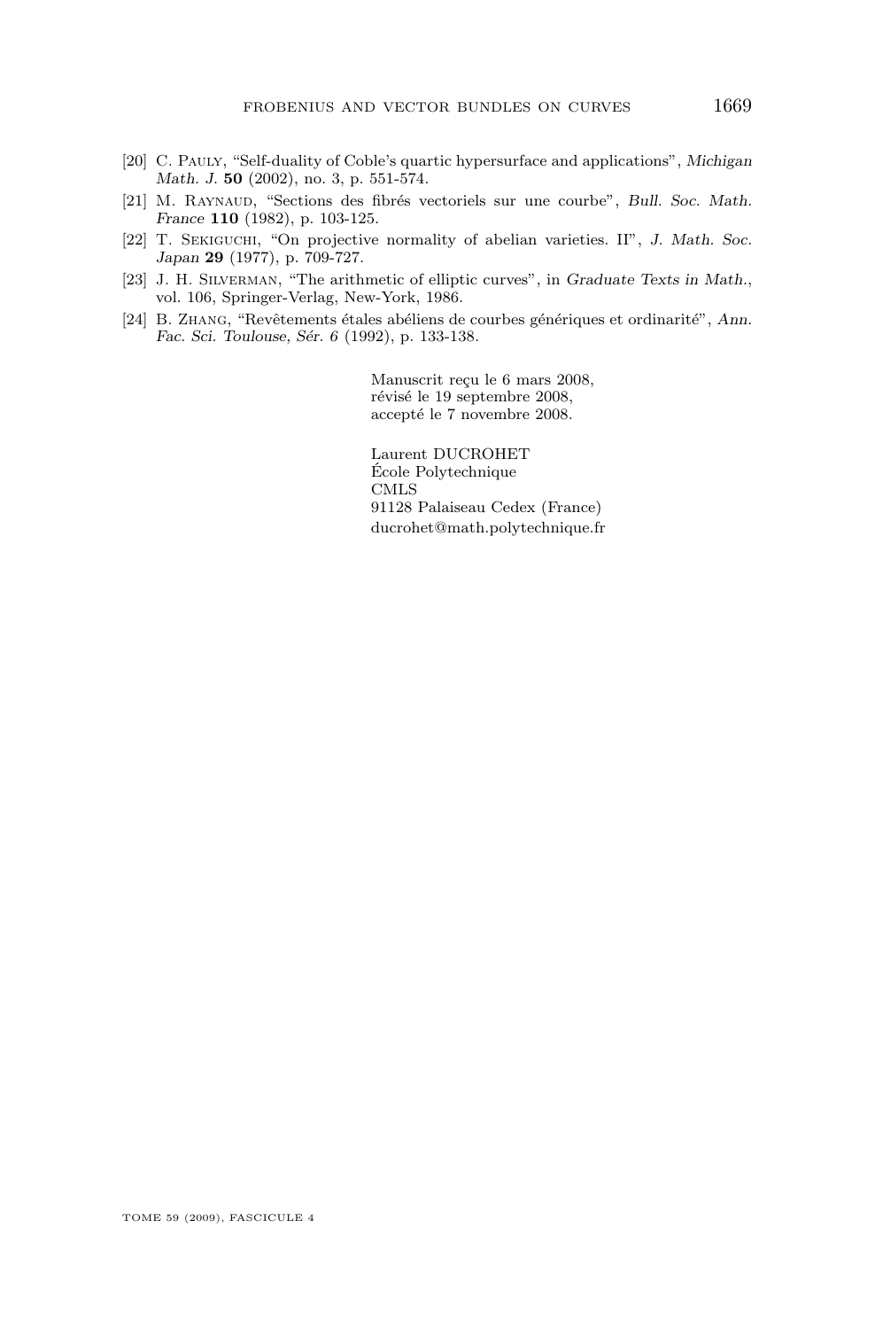[20] C. Pauly, "Self-duality of Coble's quartic hypersurface and applications", *Michigan Math. J.* **50** (2002), no. 3, p. 551-574.

[21] M. Raynaud, "Sections des fibrés vectoriels sur une courbe", *Bull. Soc. Math. France* **110** (1982), p. 103-125.

[22] T. Sekiguchi, "On projective normality of abelian varieties. II", *J. Math. Soc. Japan* **29** (1977), p. 709-727.

[23] J. H. Silverman, "The arithmetic of elliptic curves", in *Graduate Texts in Math.*, vol. 106, Springer-Verlag, New-York, 1986.

[24] B. Zhang, "Revêtements étales abéliens de courbes génériques et ordinarité", *Ann. Fac. Sci. Toulouse, Sér. 6* (1992), p. 133-138.

Manuscrit reçu le 6 mars 2008,
révisé le 19 septembre 2008,
accepté le 7 novembre 2008.

Laurent DUCROHET
École Polytechnique
CMLS
91128 Palaiseau Cedex (France)
ducrohet@math.polytechnique.fr